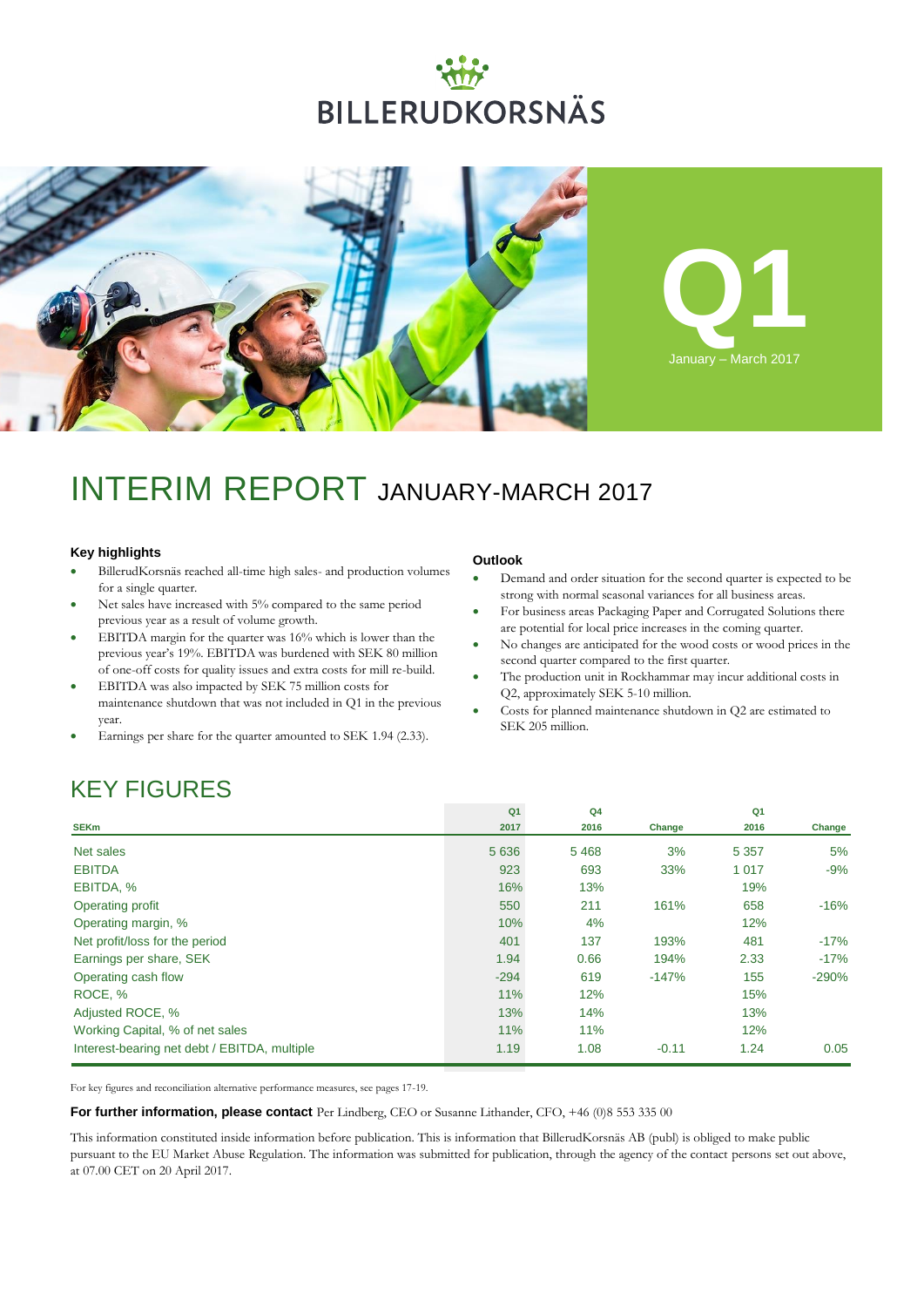# BILLERUDKORSNÄS

Q1
January – March 2017

# INTERIM REPORT JANUARY-MARCH 2017

### Key highlights

- BillerudKorsnäs reached all-time high sales- and production volumes for a single quarter.
- Net sales have increased with 5% compared to the same period previous year as a result of volume growth.
- EBITDA margin for the quarter was 16% which is lower than the previous year's 19%. EBITDA was burdened with SEK 80 million of one-off costs for quality issues and extra costs for mill re-build.
- EBITDA was also impacted by SEK 75 million costs for maintenance shutdown that was not included in Q1 in the previous year.
- Earnings per share for the quarter amounted to SEK 1.94 (2.33).

### Outlook

- Demand and order situation for the second quarter is expected to be strong with normal seasonal variances for all business areas.
- For business areas Packaging Paper and Corrugated Solutions there are potential for local price increases in the coming quarter.
- No changes are anticipated for the wood costs or wood prices in the second quarter compared to the first quarter.
- The production unit in Rockhammar may incur additional costs in Q2, approximately SEK 5-10 million.
- Costs for planned maintenance shutdown in Q2 are estimated to SEK 205 million.

## KEY FIGURES

| SEKm | Q1 2017 | Q4 2016 | Change | Q1 2016 | Change |
|---|---|---|---|---|---|
| Net sales | 5 636 | 5 468 | 3% | 5 357 | 5% |
| EBITDA | 923 | 693 | 33% | 1 017 | -9% |
| EBITDA, % | 16% | 13% | | 19% | |
| Operating profit | 550 | 211 | 161% | 658 | -16% |
| Operating margin, % | 10% | 4% | | 12% | |
| Net profit/loss for the period | 401 | 137 | 193% | 481 | -17% |
| Earnings per share, SEK | 1.94 | 0.66 | 194% | 2.33 | -17% |
| Operating cash flow | -294 | 619 | -147% | 155 | -290% |
| ROCE, % | 11% | 12% | | 15% | |
| Adjusted ROCE, % | 13% | 14% | | 13% | |
| Working Capital, % of net sales | 11% | 11% | | 12% | |
| Interest-bearing net debt / EBITDA, multiple | 1.19 | 1.08 | -0.11 | 1.24 | 0.05 |

For key figures and reconciliation alternative performance measures, see pages 17-19.

**For further information, please contact** Per Lindberg, CEO or Susanne Lithander, CFO, +46 (0)8 553 335 00

This information constituted inside information before publication. This is information that BillerudKorsnäs AB (publ) is obliged to make public pursuant to the EU Market Abuse Regulation. The information was submitted for publication, through the agency of the contact persons set out above, at 07.00 CET on 20 April 2017.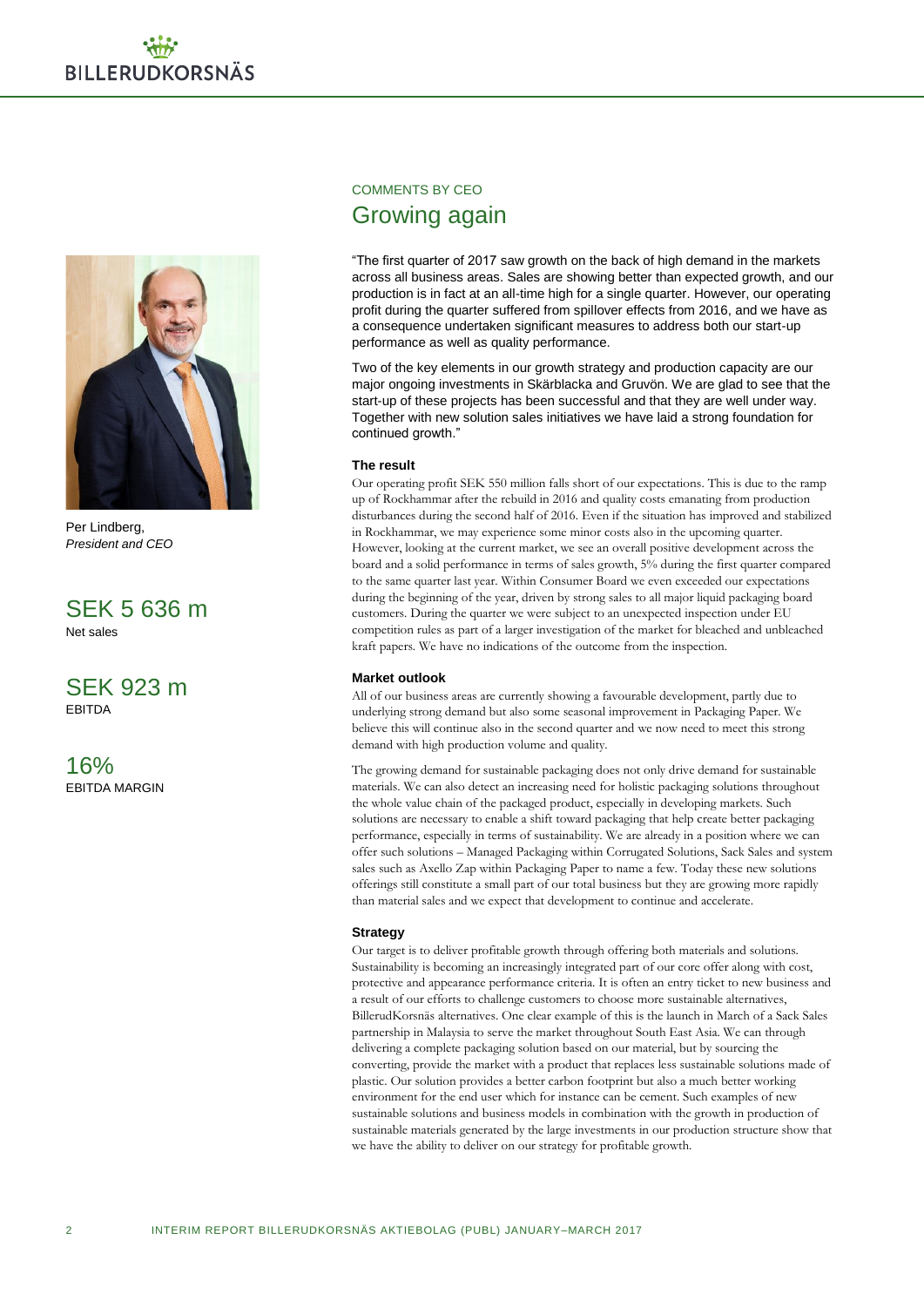Per Lindberg,
*President and CEO*

SEK 5 636 m
Net sales

SEK 923 m
EBITDA

16%
EBITDA MARGIN

COMMENTS BY CEO

# Growing again

"The first quarter of 2017 saw growth on the back of high demand in the markets across all business areas. Sales are showing better than expected growth, and our production is in fact at an all-time high for a single quarter. However, our operating profit during the quarter suffered from spillover effects from 2016, and we have as a consequence undertaken significant measures to address both our start-up performance as well as quality performance.

Two of the key elements in our growth strategy and production capacity are our major ongoing investments in Skärblacka and Gruvön. We are glad to see that the start-up of these projects has been successful and that they are well under way. Together with new solution sales initiatives we have laid a strong foundation for continued growth."

### The result

Our operating profit SEK 550 million falls short of our expectations. This is due to the ramp up of Rockhammar after the rebuild in 2016 and quality costs emanating from production disturbances during the second half of 2016. Even if the situation has improved and stabilized in Rockhammar, we may experience some minor costs also in the upcoming quarter. However, looking at the current market, we see an overall positive development across the board and a solid performance in terms of sales growth, 5% during the first quarter compared to the same quarter last year. Within Consumer Board we even exceeded our expectations during the beginning of the year, driven by strong sales to all major liquid packaging board customers. During the quarter we were subject to an unexpected inspection under EU competition rules as part of a larger investigation of the market for bleached and unbleached kraft papers. We have no indications of the outcome from the inspection.

### Market outlook

All of our business areas are currently showing a favourable development, partly due to underlying strong demand but also some seasonal improvement in Packaging Paper. We believe this will continue also in the second quarter and we now need to meet this strong demand with high production volume and quality.

The growing demand for sustainable packaging does not only drive demand for sustainable materials. We can also detect an increasing need for holistic packaging solutions throughout the whole value chain of the packaged product, especially in developing markets. Such solutions are necessary to enable a shift toward packaging that help create better packaging performance, especially in terms of sustainability. We are already in a position where we can offer such solutions – Managed Packaging within Corrugated Solutions, Sack Sales and system sales such as Axello Zap within Packaging Paper to name a few. Today these new solutions offerings still constitute a small part of our total business but they are growing more rapidly than material sales and we expect that development to continue and accelerate.

### Strategy

Our target is to deliver profitable growth through offering both materials and solutions. Sustainability is becoming an increasingly integrated part of our core offer along with cost, protective and appearance performance criteria. It is often an entry ticket to new business and a result of our efforts to challenge customers to choose more sustainable alternatives, BillerudKorsnäs alternatives. One clear example of this is the launch in March of a Sack Sales partnership in Malaysia to serve the market throughout South East Asia. We can through delivering a complete packaging solution based on our material, but by sourcing the converting, provide the market with a product that replaces less sustainable solutions made of plastic. Our solution provides a better carbon footprint but also a much better working environment for the end user which for instance can be cement. Such examples of new sustainable solutions and business models in combination with the growth in production of sustainable materials generated by the large investments in our production structure show that we have the ability to deliver on our strategy for profitable growth.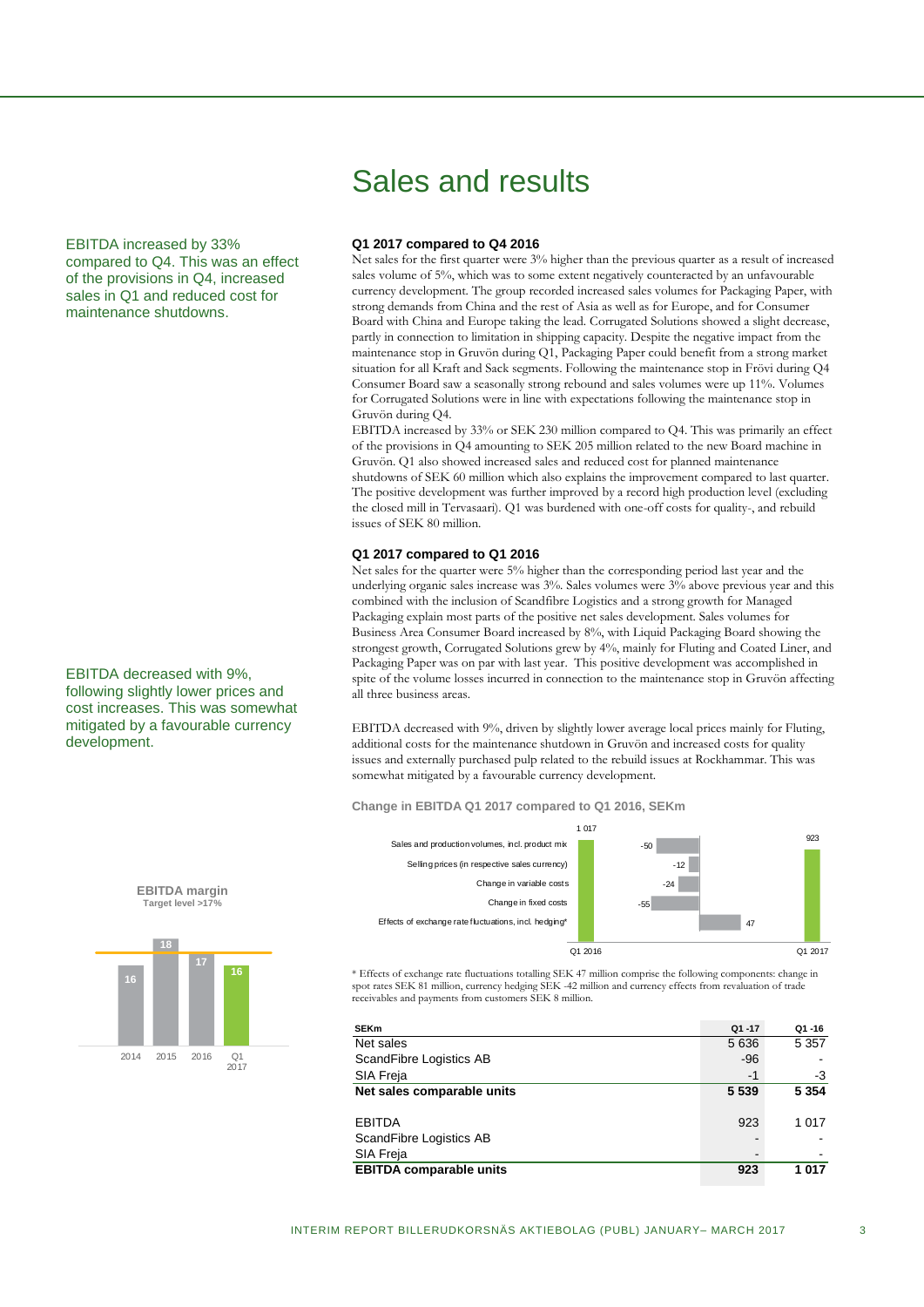# Sales and results

EBITDA increased by 33% compared to Q4. This was an effect of the provisions in Q4, increased sales in Q1 and reduced cost for maintenance shutdowns.

### Q1 2017 compared to Q4 2016

Net sales for the first quarter were 3% higher than the previous quarter as a result of increased sales volume of 5%, which was to some extent negatively counteracted by an unfavourable currency development. The group recorded increased sales volumes for Packaging Paper, with strong demands from China and the rest of Asia as well as for Europe, and for Consumer Board with China and Europe taking the lead. Corrugated Solutions showed a slight decrease, partly in connection to limitation in shipping capacity. Despite the negative impact from the maintenance stop in Gruvön during Q1, Packaging Paper could benefit from a strong market situation for all Kraft and Sack segments. Following the maintenance stop in Frövi during Q4 Consumer Board saw a seasonally strong rebound and sales volumes were up 11%. Volumes for Corrugated Solutions were in line with expectations following the maintenance stop in Gruvön during Q4.

EBITDA increased by 33% or SEK 230 million compared to Q4. This was primarily an effect of the provisions in Q4 amounting to SEK 205 million related to the new Board machine in Gruvön. Q1 also showed increased sales and reduced cost for planned maintenance shutdowns of SEK 60 million which also explains the improvement compared to last quarter. The positive development was further improved by a record high production level (excluding the closed mill in Tervasaari). Q1 was burdened with one-off costs for quality-, and rebuild issues of SEK 80 million.

### Q1 2017 compared to Q1 2016

EBITDA decreased with 9%, following slightly lower prices and cost increases. This was somewhat mitigated by a favourable currency development.

Net sales for the quarter were 5% higher than the corresponding period last year and the underlying organic sales increase was 3%. Sales volumes were 3% above previous year and this combined with the inclusion of Scandfibre Logistics and a strong growth for Managed Packaging explain most parts of the positive net sales development. Sales volumes for Business Area Consumer Board increased by 8%, with Liquid Packaging Board showing the strongest growth, Corrugated Solutions grew by 4%, mainly for Fluting and Coated Liner, and Packaging Paper was on par with last year. This positive development was accomplished in spite of the volume losses incurred in connection to the maintenance stop in Gruvön affecting all three business areas.

EBITDA decreased with 9%, driven by slightly lower average local prices mainly for Fluting, additional costs for the maintenance shutdown in Gruvön and increased costs for quality issues and externally purchased pulp related to the rebuild issues at Rockhammar. This was somewhat mitigated by a favourable currency development.

**Change in EBITDA Q1 2017 compared to Q1 2016, SEKm**

| | SEKm |
|---|---|
| Q1 2016 | 1 017 |
| Sales and production volumes, incl. product mix | -50 |
| Selling prices (in respective sales currency) | -12 |
| Change in variable costs | -24 |
| Change in fixed costs | -55 |
| Effects of exchange rate fluctuations, incl. hedging* | 47 |
| Q1 2017 | 923 |

\* Effects of exchange rate fluctuations totalling SEK 47 million comprise the following components: change in spot rates SEK 81 million, currency hedging SEK -42 million and currency effects from revaluation of trade receivables and payments from customers SEK 8 million.

**EBITDA margin**
Target level >17%

| 2014 | 2015 | 2016 | Q1 2017 |
|---|---|---|---|
| 16 | 18 | 17 | 16 |

| SEKm | Q1 -17 | Q1 -16 |
|---|---|---|
| Net sales | 5 636 | 5 357 |
| ScandFibre Logistics AB | -96 | - |
| SIA Freja | -1 | -3 |
| **Net sales comparable units** | **5 539** | **5 354** |
| | | |
| EBITDA | 923 | 1 017 |
| ScandFibre Logistics AB | - | - |
| SIA Freja | - | - |
| **EBITDA comparable units** | **923** | **1 017** |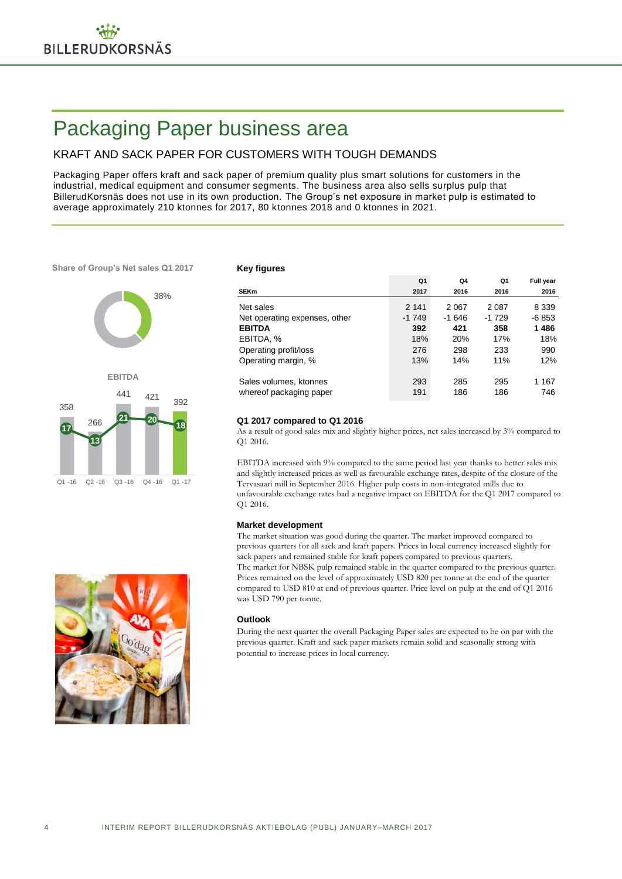# Packaging Paper business area

## KRAFT AND SACK PAPER FOR CUSTOMERS WITH TOUGH DEMANDS

Packaging Paper offers kraft and sack paper of premium quality plus smart solutions for customers in the industrial, medical equipment and consumer segments. The business area also sells surplus pulp that BillerudKorsnäs does not use in its own production. The Group's net exposure in market pulp is estimated to average approximately 210 ktonnes for 2017, 80 ktonnes 2018 and 0 ktonnes in 2021.

**Share of Group's Net sales Q1 2017**

38%

**EBITDA**

| | Q1 -16 | Q2 -16 | Q3 -16 | Q4 -16 | Q1 -17 |
|---|---|---|---|---|---|
| EBITDA | 358 | 266 | 441 | 421 | 392 |
| EBITDA, % | 17 | 13 | 21 | 20 | 18 |

### Key figures

| SEKm | Q1 2017 | Q4 2016 | Q1 2016 | Full year 2016 |
|---|---|---|---|---|
| Net sales | 2 141 | 2 067 | 2 087 | 8 339 |
| Net operating expenses, other | -1 749 | -1 646 | -1 729 | -6 853 |
| **EBITDA** | **392** | **421** | **358** | **1 486** |
| EBITDA, % | 18% | 20% | 17% | 18% |
| Operating profit/loss | 276 | 298 | 233 | 990 |
| Operating margin, % | 13% | 14% | 11% | 12% |
| | | | | |
| Sales volumes, ktonnes | 293 | 285 | 295 | 1 167 |
| whereof packaging paper | 191 | 186 | 186 | 746 |

### Q1 2017 compared to Q1 2016

As a result of good sales mix and slightly higher prices, net sales increased by 3% compared to Q1 2016.

EBITDA increased with 9% compared to the same period last year thanks to better sales mix and slightly increased prices as well as favourable exchange rates, despite of the closure of the Tervasaari mill in September 2016. Higher pulp costs in non-integrated mills due to unfavourable exchange rates had a negative impact on EBITDA for the Q1 2017 compared to Q1 2016.

### Market development

The market situation was good during the quarter. The market improved compared to previous quarters for all sack and kraft papers. Prices in local currency increased slightly for sack papers and remained stable for kraft papers compared to previous quarters.
The market for NBSK pulp remained stable in the quarter compared to the previous quarter. Prices remained on the level of approximately USD 820 per tonne at the end of the quarter compared to USD 810 at end of previous quarter. Price level on pulp at the end of Q1 2016 was USD 790 per tonne.

### Outlook

During the next quarter the overall Packaging Paper sales are expected to be on par with the previous quarter. Kraft and sack paper markets remain solid and seasonally strong with potential to increase prices in local currency.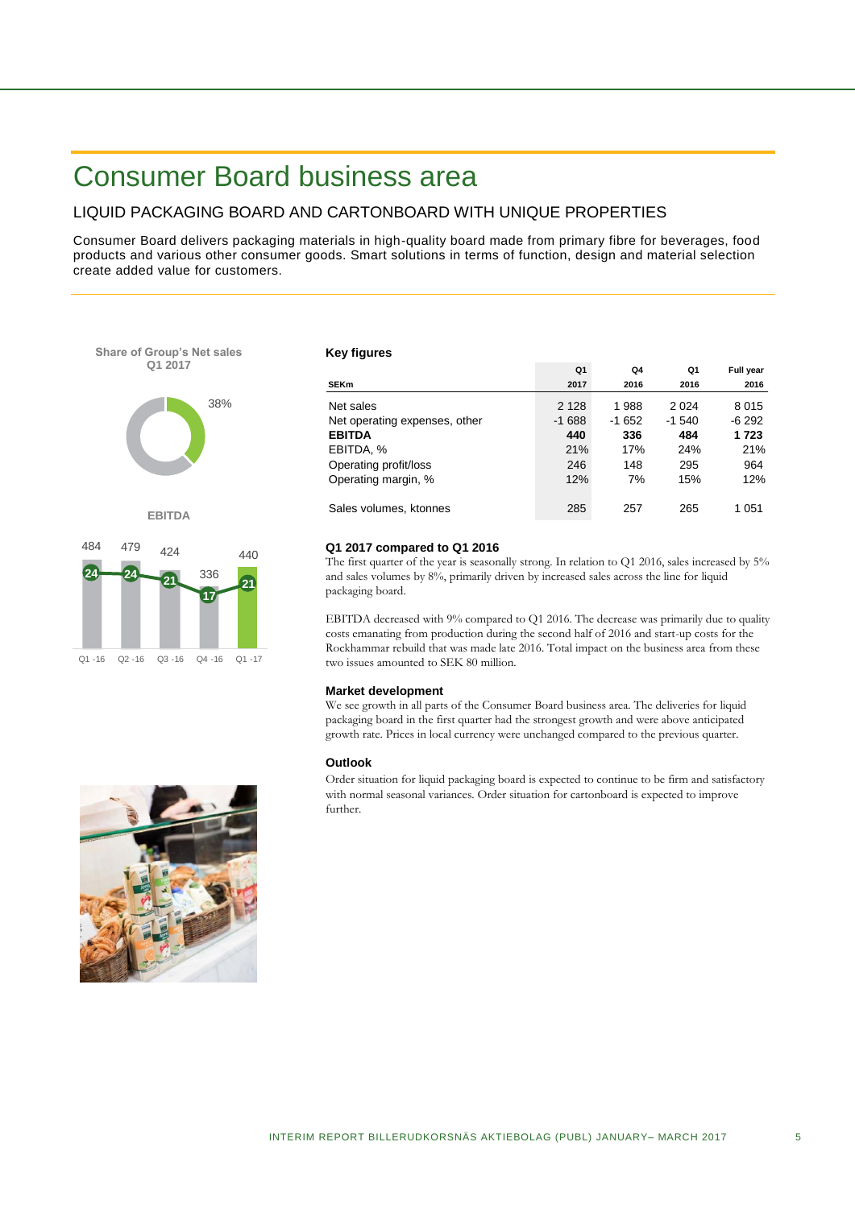# Consumer Board business area

## LIQUID PACKAGING BOARD AND CARTONBOARD WITH UNIQUE PROPERTIES

Consumer Board delivers packaging materials in high-quality board made from primary fibre for beverages, food products and various other consumer goods. Smart solutions in terms of function, design and material selection create added value for customers.

**Share of Group's Net sales Q1 2017**

38%

**EBITDA**

| | Q1 -16 | Q2 -16 | Q3 -16 | Q4 -16 | Q1 -17 |
|---|---|---|---|---|---|
| EBITDA | 484 | 479 | 424 | 336 | 440 |
| EBITDA, % | 24 | 24 | 21 | 17 | 21 |

### Key figures

| SEKm | Q1 2017 | Q4 2016 | Q1 2016 | Full year 2016 |
|---|---|---|---|---|
| Net sales | 2 128 | 1 988 | 2 024 | 8 015 |
| Net operating expenses, other | -1 688 | -1 652 | -1 540 | -6 292 |
| **EBITDA** | **440** | **336** | **484** | **1 723** |
| EBITDA, % | 21% | 17% | 24% | 21% |
| Operating profit/loss | 246 | 148 | 295 | 964 |
| Operating margin, % | 12% | 7% | 15% | 12% |
| Sales volumes, ktonnes | 285 | 257 | 265 | 1 051 |

### Q1 2017 compared to Q1 2016

The first quarter of the year is seasonally strong. In relation to Q1 2016, sales increased by 5% and sales volumes by 8%, primarily driven by increased sales across the line for liquid packaging board.

EBITDA decreased with 9% compared to Q1 2016. The decrease was primarily due to quality costs emanating from production during the second half of 2016 and start-up costs for the Rockhammar rebuild that was made late 2016. Total impact on the business area from these two issues amounted to SEK 80 million.

### Market development

We see growth in all parts of the Consumer Board business area. The deliveries for liquid packaging board in the first quarter had the strongest growth and were above anticipated growth rate. Prices in local currency were unchanged compared to the previous quarter.

### Outlook

Order situation for liquid packaging board is expected to continue to be firm and satisfactory with normal seasonal variances. Order situation for cartonboard is expected to improve further.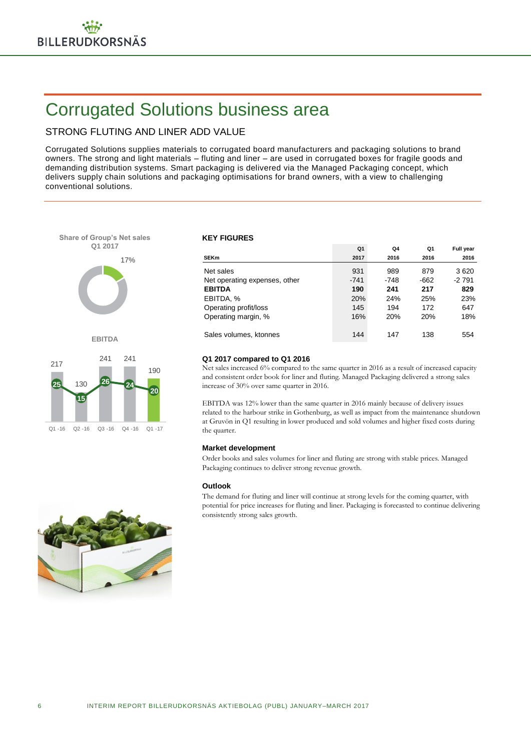# Corrugated Solutions business area

## STRONG FLUTING AND LINER ADD VALUE

Corrugated Solutions supplies materials to corrugated board manufacturers and packaging solutions to brand owners. The strong and light materials – fluting and liner – are used in corrugated boxes for fragile goods and demanding distribution systems. Smart packaging is delivered via the Managed Packaging concept, which delivers supply chain solutions and packaging optimisations for brand owners, with a view to challenging conventional solutions.

**Share of Group's Net sales Q1 2017**

17%

**EBITDA**

| | Q1 -16 | Q2 -16 | Q3 -16 | Q4 -16 | Q1 -17 |
|---|---|---|---|---|---|
| EBITDA, SEKm | 217 | 130 | 241 | 241 | 190 |
| EBITDA, % | 25 | 15 | 26 | 24 | 20 |

### KEY FIGURES

| SEKm | Q1 2017 | Q4 2016 | Q1 2016 | Full year 2016 |
|---|---|---|---|---|
| Net sales | 931 | 989 | 879 | 3 620 |
| Net operating expenses, other | -741 | -748 | -662 | -2 791 |
| **EBITDA** | **190** | **241** | **217** | **829** |
| EBITDA, % | 20% | 24% | 25% | 23% |
| Operating profit/loss | 145 | 194 | 172 | 647 |
| Operating margin, % | 16% | 20% | 20% | 18% |
| Sales volumes, ktonnes | 144 | 147 | 138 | 554 |

### Q1 2017 compared to Q1 2016

Net sales increased 6% compared to the same quarter in 2016 as a result of increased capacity and consistent order book for liner and fluting. Managed Packaging delivered a strong sales increase of 30% over same quarter in 2016.

EBITDA was 12% lower than the same quarter in 2016 mainly because of delivery issues related to the harbour strike in Gothenburg, as well as impact from the maintenance shutdown at Gruvön in Q1 resulting in lower produced and sold volumes and higher fixed costs during the quarter.

### Market development

Order books and sales volumes for liner and fluting are strong with stable prices. Managed Packaging continues to deliver strong revenue growth.

### Outlook

The demand for fluting and liner will continue at strong levels for the coming quarter, with potential for price increases for fluting and liner. Packaging is forecasted to continue delivering consistently strong sales growth.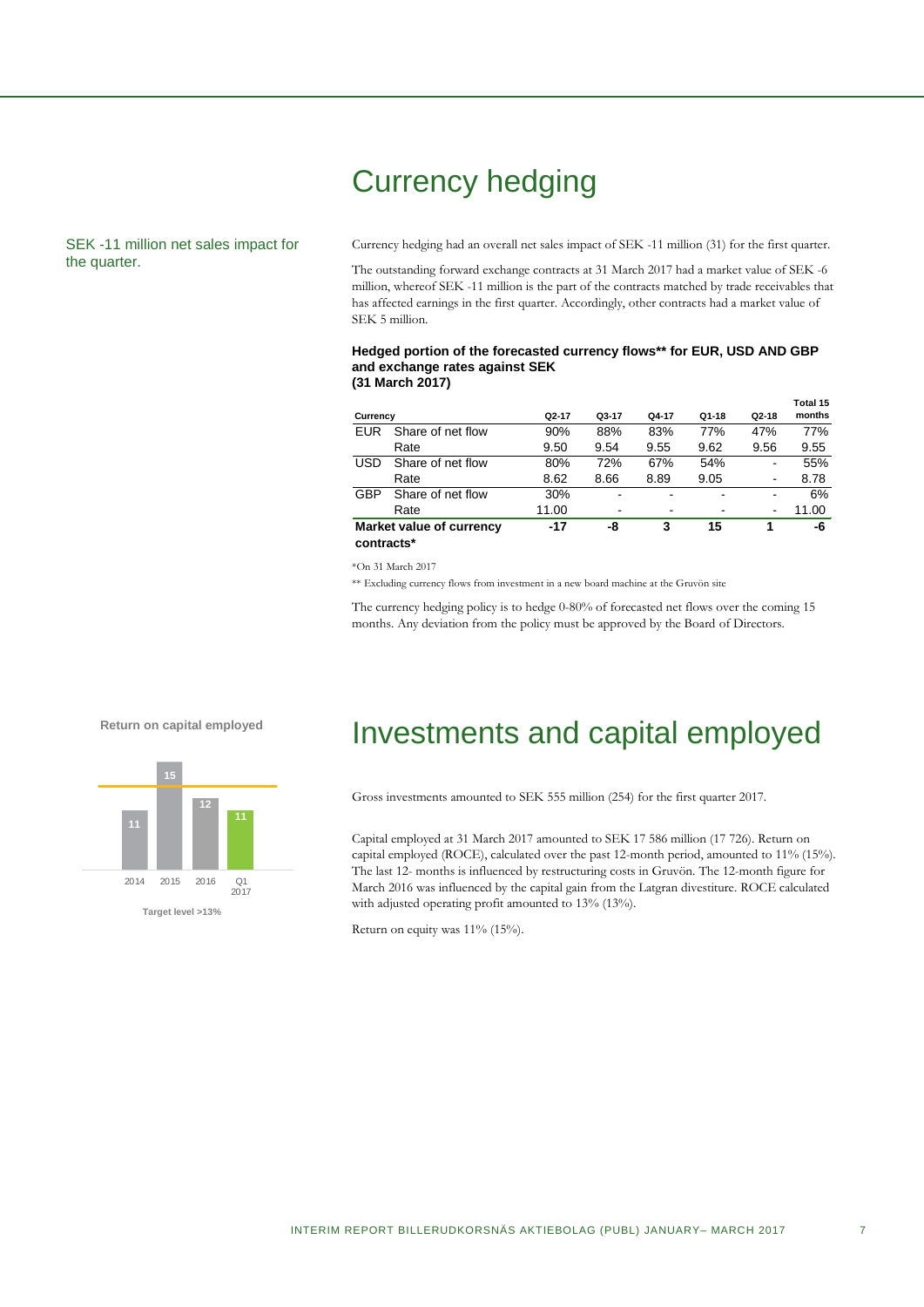# Currency hedging

SEK -11 million net sales impact for the quarter.

Currency hedging had an overall net sales impact of SEK -11 million (31) for the first quarter.

The outstanding forward exchange contracts at 31 March 2017 had a market value of SEK -6 million, whereof SEK -11 million is the part of the contracts matched by trade receivables that has affected earnings in the first quarter. Accordingly, other contracts had a market value of SEK 5 million.

**Hedged portion of the forecasted currency flows** for EUR, USD AND GBP and exchange rates against SEK (31 March 2017)**

| Currency | | Q2-17 | Q3-17 | Q4-17 | Q1-18 | Q2-18 | Total 15 months |
|---|---|---|---|---|---|---|---|
| EUR | Share of net flow | 90% | 88% | 83% | 77% | 47% | 77% |
| | Rate | 9.50 | 9.54 | 9.55 | 9.62 | 9.56 | 9.55 |
| USD | Share of net flow | 80% | 72% | 67% | 54% | - | 55% |
| | Rate | 8.62 | 8.66 | 8.89 | 9.05 | - | 8.78 |
| GBP | Share of net flow | 30% | - | - | - | - | 6% |
| | Rate | 11.00 | - | - | - | - | 11.00 |
| **Market value of currency contracts*** | | **-17** | **-8** | **3** | **15** | **1** | **-6** |

*On 31 March 2017

** Excluding currency flows from investment in a new board machine at the Gruvön site

The currency hedging policy is to hedge 0-80% of forecasted net flows over the coming 15 months. Any deviation from the policy must be approved by the Board of Directors.

# Investments and capital employed

**Return on capital employed**

| 2014 | 2015 | 2016 | Q1 2017 |
|---|---|---|---|
| 11 | 15 | 12 | 11 |

Target level >13%

Gross investments amounted to SEK 555 million (254) for the first quarter 2017.

Capital employed at 31 March 2017 amounted to SEK 17 586 million (17 726). Return on capital employed (ROCE), calculated over the past 12-month period, amounted to 11% (15%). The last 12- months is influenced by restructuring costs in Gruvön. The 12-month figure for March 2016 was influenced by the capital gain from the Latgran divestiture. ROCE calculated with adjusted operating profit amounted to 13% (13%).

Return on equity was 11% (15%).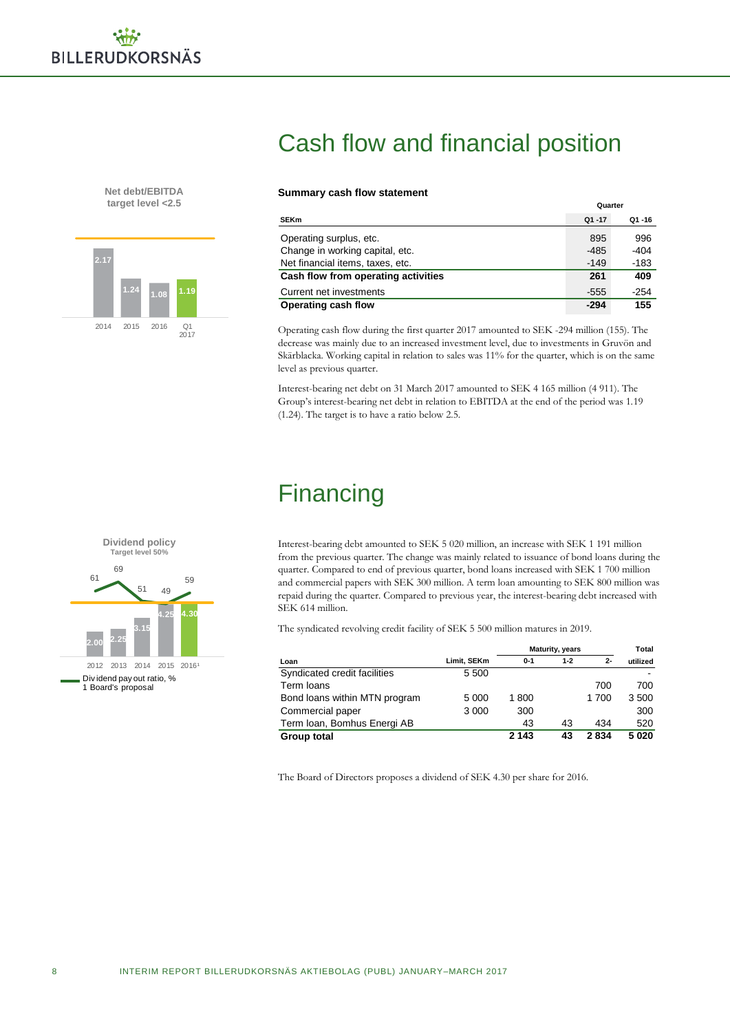# Cash flow and financial position

Net debt/EBITDA
target level <2.5

| | 2014 | 2015 | 2016 | Q1 2017 |
|---|---|---|---|---|
| Net debt/EBITDA | 2.17 | 1.24 | 1.08 | 1.19 |

**Summary cash flow statement**

| SEKm | Quarter Q1 -17 | Q1 -16 |
|---|---|---|
| Operating surplus, etc. | 895 | 996 |
| Change in working capital, etc. | -485 | -404 |
| Net financial items, taxes, etc. | -149 | -183 |
| **Cash flow from operating activities** | **261** | **409** |
| Current net investments | -555 | -254 |
| **Operating cash flow** | **-294** | **155** |

Operating cash flow during the first quarter 2017 amounted to SEK -294 million (155). The decrease was mainly due to an increased investment level, due to investments in Gruvön and Skärblacka. Working capital in relation to sales was 11% for the quarter, which is on the same level as previous quarter.

Interest-bearing net debt on 31 March 2017 amounted to SEK 4 165 million (4 911). The Group's interest-bearing net debt in relation to EBITDA at the end of the period was 1.19 (1.24). The target is to have a ratio below 2.5.

# Financing

Dividend policy
Target level 50%

| | 2012 | 2013 | 2014 | 2015 | 2016[1] |
|---|---|---|---|---|---|
| Dividend, SEK | 2.00 | 2.25 | 3.15 | 4.25 | 4.30 |
| Dividend pay out ratio, % | 61 | 69 | 51 | 49 | 59 |

1 Board's proposal

Interest-bearing debt amounted to SEK 5 020 million, an increase with SEK 1 191 million from the previous quarter. The change was mainly related to issuance of bond loans during the quarter. Compared to end of previous quarter, bond loans increased with SEK 1 700 million and commercial papers with SEK 300 million. A term loan amounting to SEK 800 million was repaid during the quarter. Compared to previous year, the interest-bearing debt increased with SEK 614 million.

The syndicated revolving credit facility of SEK 5 500 million matures in 2019.

| Loan | Limit, SEKm | Maturity, years 0-1 | 1-2 | 2- | Total utilized |
|---|---|---|---|---|---|
| Syndicated credit facilities | 5 500 | | | | - |
| Term loans | | | | 700 | 700 |
| Bond loans within MTN program | 5 000 | 1 800 | | 1 700 | 3 500 |
| Commercial paper | 3 000 | 300 | | | 300 |
| Term loan, Bomhus Energi AB | | 43 | 43 | 434 | 520 |
| **Group total** | | **2 143** | **43** | **2 834** | **5 020** |

The Board of Directors proposes a dividend of SEK 4.30 per share for 2016.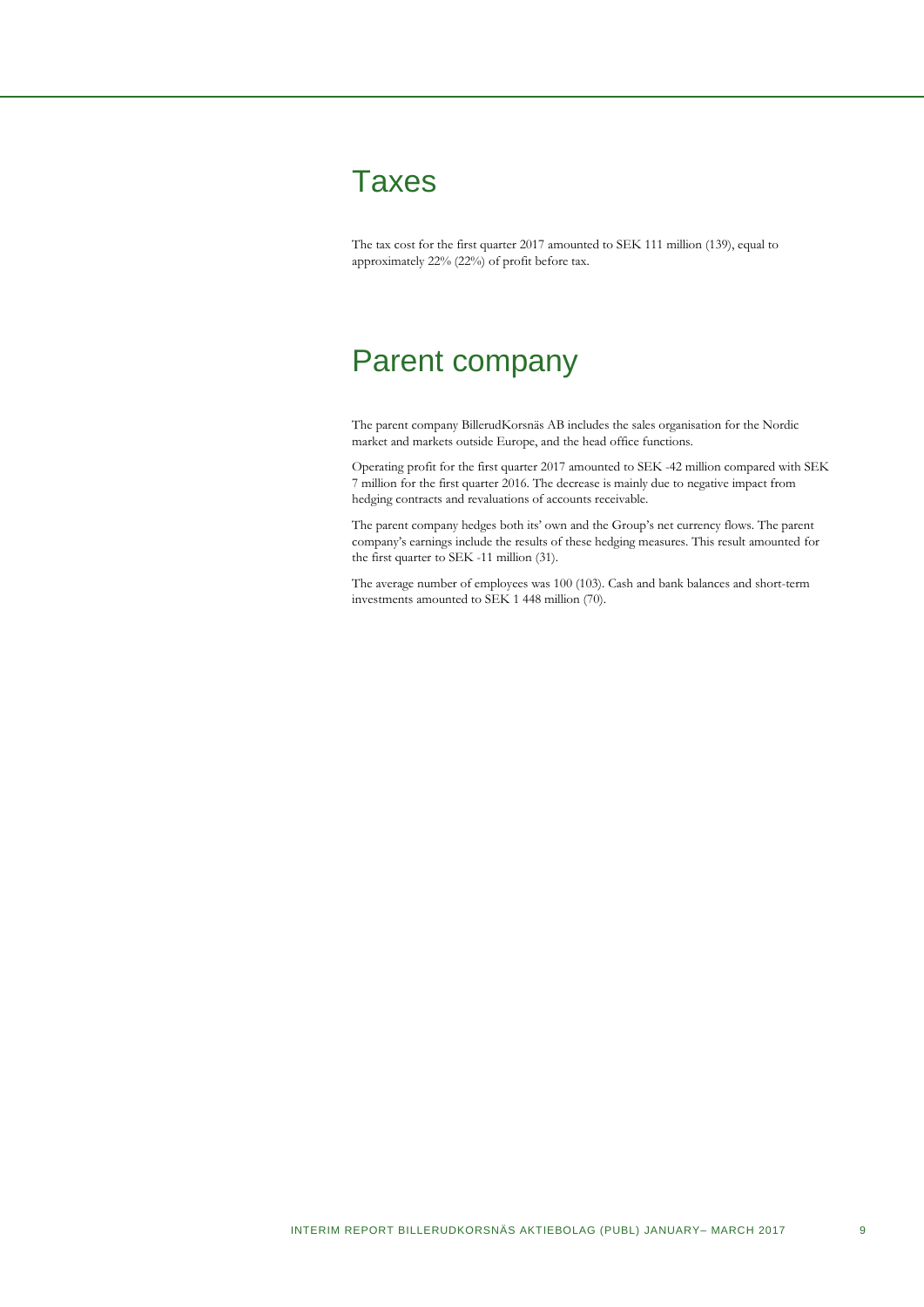# Taxes

The tax cost for the first quarter 2017 amounted to SEK 111 million (139), equal to approximately 22% (22%) of profit before tax.

# Parent company

The parent company BillerudKorsnäs AB includes the sales organisation for the Nordic market and markets outside Europe, and the head office functions.

Operating profit for the first quarter 2017 amounted to SEK -42 million compared with SEK 7 million for the first quarter 2016. The decrease is mainly due to negative impact from hedging contracts and revaluations of accounts receivable.

The parent company hedges both its' own and the Group's net currency flows. The parent company's earnings include the results of these hedging measures. This result amounted for the first quarter to SEK -11 million (31).

The average number of employees was 100 (103). Cash and bank balances and short-term investments amounted to SEK 1 448 million (70).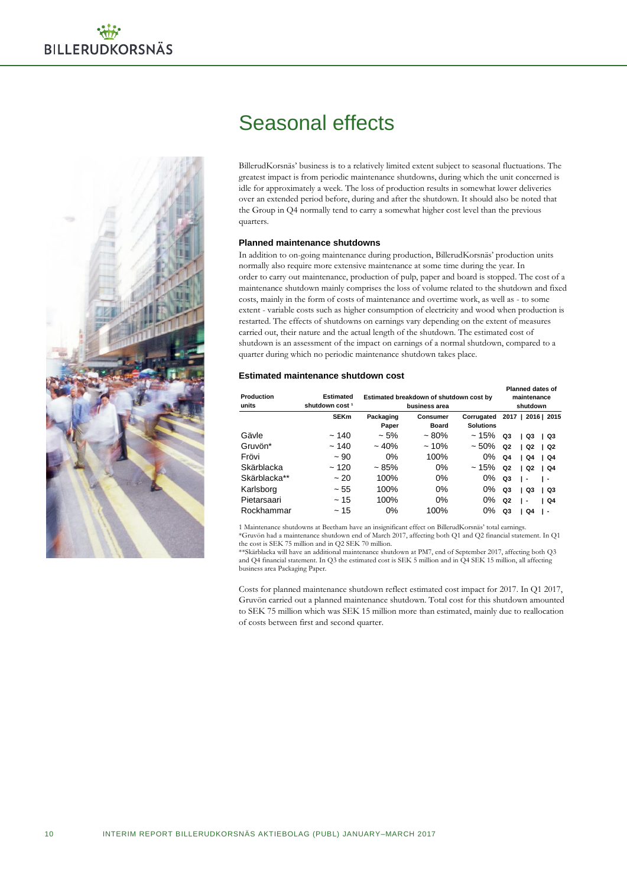# Seasonal effects

BillerudKorsnäs' business is to a relatively limited extent subject to seasonal fluctuations. The greatest impact is from periodic maintenance shutdowns, during which the unit concerned is idle for approximately a week. The loss of production results in somewhat lower deliveries over an extended period before, during and after the shutdown. It should also be noted that the Group in Q4 normally tend to carry a somewhat higher cost level than the previous quarters.

### Planned maintenance shutdowns

In addition to on-going maintenance during production, BillerudKorsnäs' production units normally also require more extensive maintenance at some time during the year. In order to carry out maintenance, production of pulp, paper and board is stopped. The cost of a maintenance shutdown mainly comprises the loss of volume related to the shutdown and fixed costs, mainly in the form of costs of maintenance and overtime work, as well as - to some extent - variable costs such as higher consumption of electricity and wood when production is restarted. The effects of shutdowns on earnings vary depending on the extent of measures carried out, their nature and the actual length of the shutdown. The estimated cost of shutdown is an assessment of the impact on earnings of a normal shutdown, compared to a quarter during which no periodic maintenance shutdown takes place.

### Estimated maintenance shutdown cost

| Production units | Estimated shutdown cost [1] | Estimated breakdown of shutdown cost by business area | | | Planned dates of maintenance shutdown | | |
|---|---|---|---|---|---|---|---|
| | SEKm | Packaging Paper | Consumer Board | Corrugated Solutions | 2017 | 2016 | 2015 |
| Gävle | ~ 140 | ~ 5% | ~ 80% | ~ 15% | Q3 | Q3 | Q3 |
| Gruvön* | ~ 140 | ~ 40% | ~ 10% | ~ 50% | Q2 | Q2 | Q2 |
| Frövi | ~ 90 | 0% | 100% | 0% | Q4 | Q4 | Q4 |
| Skärblacka | ~ 120 | ~ 85% | 0% | ~ 15% | Q2 | Q2 | Q4 |
| Skärblacka** | ~ 20 | 100% | 0% | 0% | Q3 | - | - |
| Karlsborg | ~ 55 | 100% | 0% | 0% | Q3 | Q3 | Q3 |
| Pietarsaari | ~ 15 | 100% | 0% | 0% | Q2 | - | Q4 |
| Rockhammar | ~ 15 | 0% | 100% | 0% | Q3 | Q4 | - |

1 Maintenance shutdowns at Beetham have an insignificant effect on BillerudKorsnäs' total earnings.
*Gruvön had a maintenance shutdown end of March 2017, affecting both Q1 and Q2 financial statement. In Q1 the cost is SEK 75 million and in Q2 SEK 70 million.
**Skärblacka will have an additional maintenance shutdown at PM7, end of September 2017, affecting both Q3 and Q4 financial statement. In Q3 the estimated cost is SEK 5 million and in Q4 SEK 15 million, all affecting business area Packaging Paper.

Costs for planned maintenance shutdown reflect estimated cost impact for 2017. In Q1 2017, Gruvön carried out a planned maintenance shutdown. Total cost for this shutdown amounted to SEK 75 million which was SEK 15 million more than estimated, mainly due to reallocation of costs between first and second quarter.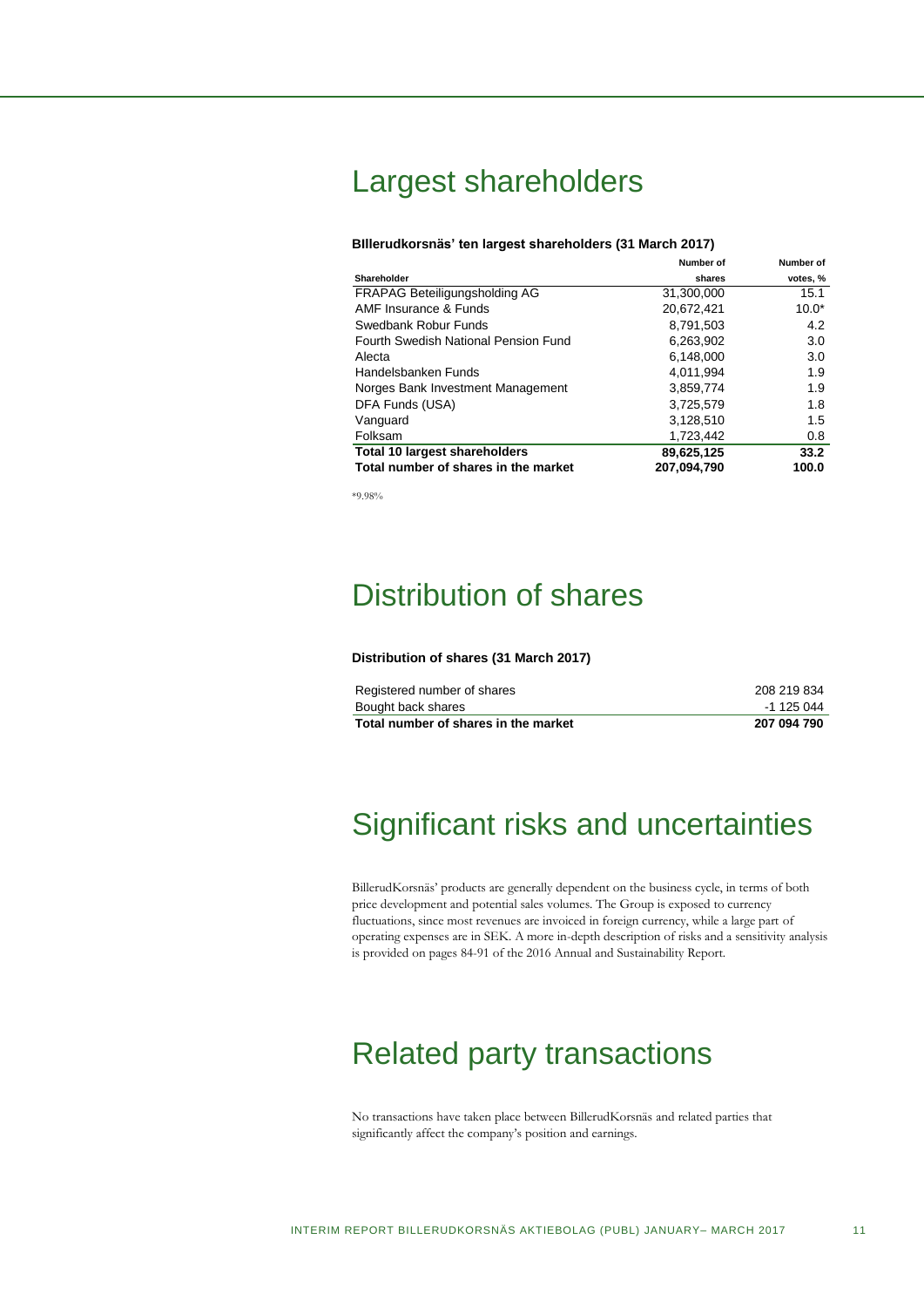# Largest shareholders

**BIllerudkorsnäs' ten largest shareholders (31 March 2017)**

| Shareholder | Number of shares | Number of votes, % |
|---|---|---|
| FRAPAG Beteiligungsholding AG | 31,300,000 | 15.1 |
| AMF Insurance & Funds | 20,672,421 | 10.0* |
| Swedbank Robur Funds | 8,791,503 | 4.2 |
| Fourth Swedish National Pension Fund | 6,263,902 | 3.0 |
| Alecta | 6,148,000 | 3.0 |
| Handelsbanken Funds | 4,011,994 | 1.9 |
| Norges Bank Investment Management | 3,859,774 | 1.9 |
| DFA Funds (USA) | 3,725,579 | 1.8 |
| Vanguard | 3,128,510 | 1.5 |
| Folksam | 1,723,442 | 0.8 |
| **Total 10 largest shareholders** | **89,625,125** | **33.2** |
| **Total number of shares in the market** | **207,094,790** | **100.0** |

*9.98%

# Distribution of shares

**Distribution of shares (31 March 2017)**

| | |
|---|---|
| Registered number of shares | 208 219 834 |
| Bought back shares | -1 125 044 |
| **Total number of shares in the market** | **207 094 790** |

# Significant risks and uncertainties

BillerudKorsnäs' products are generally dependent on the business cycle, in terms of both price development and potential sales volumes. The Group is exposed to currency fluctuations, since most revenues are invoiced in foreign currency, while a large part of operating expenses are in SEK. A more in-depth description of risks and a sensitivity analysis is provided on pages 84-91 of the 2016 Annual and Sustainability Report.

# Related party transactions

No transactions have taken place between BillerudKorsnäs and related parties that significantly affect the company's position and earnings.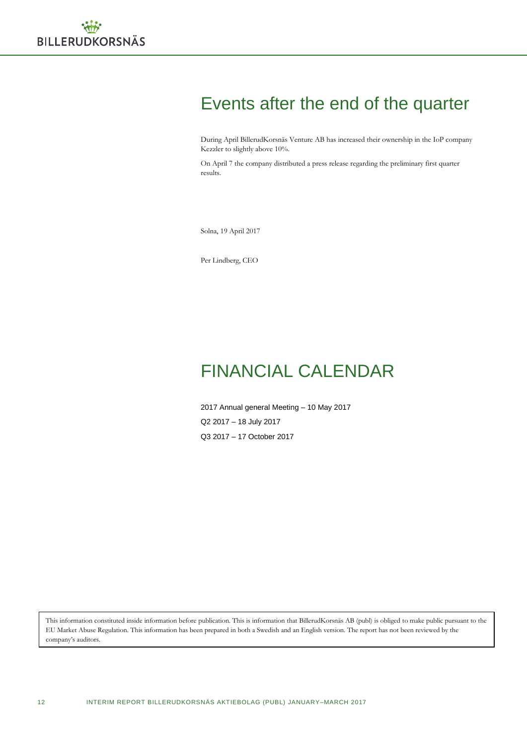# Events after the end of the quarter

During April BillerudKorsnäs Venture AB has increased their ownership in the IoP company Kezzler to slightly above 10%.

On April 7 the company distributed a press release regarding the preliminary first quarter results.

Solna, 19 April 2017

Per Lindberg, CEO

# FINANCIAL CALENDAR

2017 Annual general Meeting – 10 May 2017

Q2 2017 – 18 July 2017

Q3 2017 – 17 October 2017

This information constituted inside information before publication. This is information that BillerudKorsnäs AB (publ) is obliged to make public pursuant to the EU Market Abuse Regulation. This information has been prepared in both a Swedish and an English version. The report has not been reviewed by the company's auditors.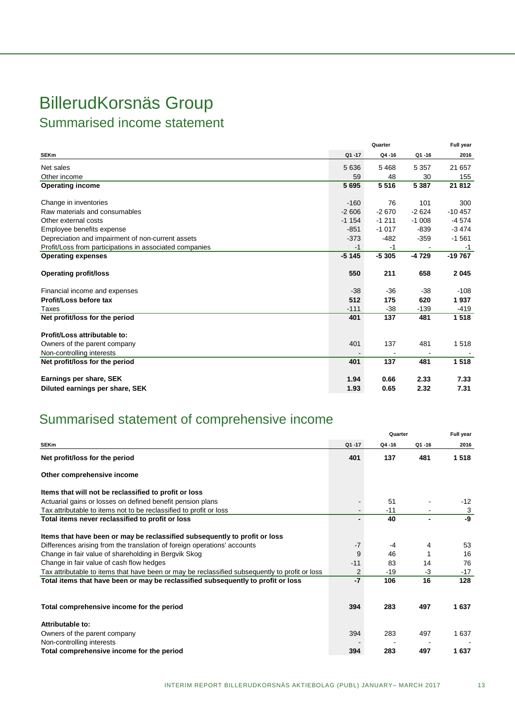# BillerudKorsnäs Group

## Summarised income statement

| SEKm | Quarter Q1 -17 | Q4 -16 | Q1 -16 | Full year 2016 |
|---|---|---|---|---|
| Net sales | 5 636 | 5 468 | 5 357 | 21 657 |
| Other income | 59 | 48 | 30 | 155 |
| **Operating income** | **5 695** | **5 516** | **5 387** | **21 812** |
| | | | | |
| Change in inventories | -160 | 76 | 101 | 300 |
| Raw materials and consumables | -2 606 | -2 670 | -2 624 | -10 457 |
| Other external costs | -1 154 | -1 211 | -1 008 | -4 574 |
| Employee benefits expense | -851 | -1 017 | -839 | -3 474 |
| Depreciation and impairment of non-current assets | -373 | -482 | -359 | -1 561 |
| Profit/Loss from participations in associated companies | -1 | -1 | - | -1 |
| **Operating expenses** | **-5 145** | **-5 305** | **-4 729** | **-19 767** |
| | | | | |
| **Operating profit/loss** | **550** | **211** | **658** | **2 045** |
| | | | | |
| Financial income and expenses | -38 | -36 | -38 | -108 |
| **Profit/Loss before tax** | **512** | **175** | **620** | **1 937** |
| Taxes | -111 | -38 | -139 | -419 |
| **Net profit/loss for the period** | **401** | **137** | **481** | **1 518** |
| | | | | |
| **Profit/Loss attributable to:** | | | | |
| Owners of the parent company | 401 | 137 | 481 | 1 518 |
| Non-controlling interests | - | - | - | - |
| **Net profit/loss for the period** | **401** | **137** | **481** | **1 518** |
| | | | | |
| **Earnings per share, SEK** | **1.94** | **0.66** | **2.33** | **7.33** |
| **Diluted earnings per share, SEK** | **1.93** | **0.65** | **2.32** | **7.31** |

## Summarised statement of comprehensive income

| SEKm | Quarter Q1 -17 | Q4 -16 | Q1 -16 | Full year 2016 |
|---|---|---|---|---|
| **Net profit/loss for the period** | **401** | **137** | **481** | **1 518** |
| | | | | |
| **Other comprehensive income** | | | | |
| | | | | |
| **Items that will not be reclassified to profit or loss** | | | | |
| Actuarial gains or losses on defined benefit pension plans | - | 51 | - | -12 |
| Tax attributable to items not to be reclassified to profit or loss | - | -11 | - | 3 |
| **Total items never reclassified to profit or loss** | **-** | **40** | **-** | **-9** |
| | | | | |
| **Items that have been or may be reclassified subsequently to profit or loss** | | | | |
| Differences arising from the translation of foreign operations' accounts | -7 | -4 | 4 | 53 |
| Change in fair value of shareholding in Bergvik Skog | 9 | 46 | 1 | 16 |
| Change in fair value of cash flow hedges | -11 | 83 | 14 | 76 |
| Tax attributable to items that have been or may be reclassified subsequently to profit or loss | 2 | -19 | -3 | -17 |
| **Total items that have been or may be reclassified subsequently to profit or loss** | **-7** | **106** | **16** | **128** |
| | | | | |
| **Total comprehensive income for the period** | **394** | **283** | **497** | **1 637** |
| | | | | |
| **Attributable to:** | | | | |
| Owners of the parent company | 394 | 283 | 497 | 1 637 |
| Non-controlling interests | - | - | - | - |
| **Total comprehensive income for the period** | **394** | **283** | **497** | **1 637** |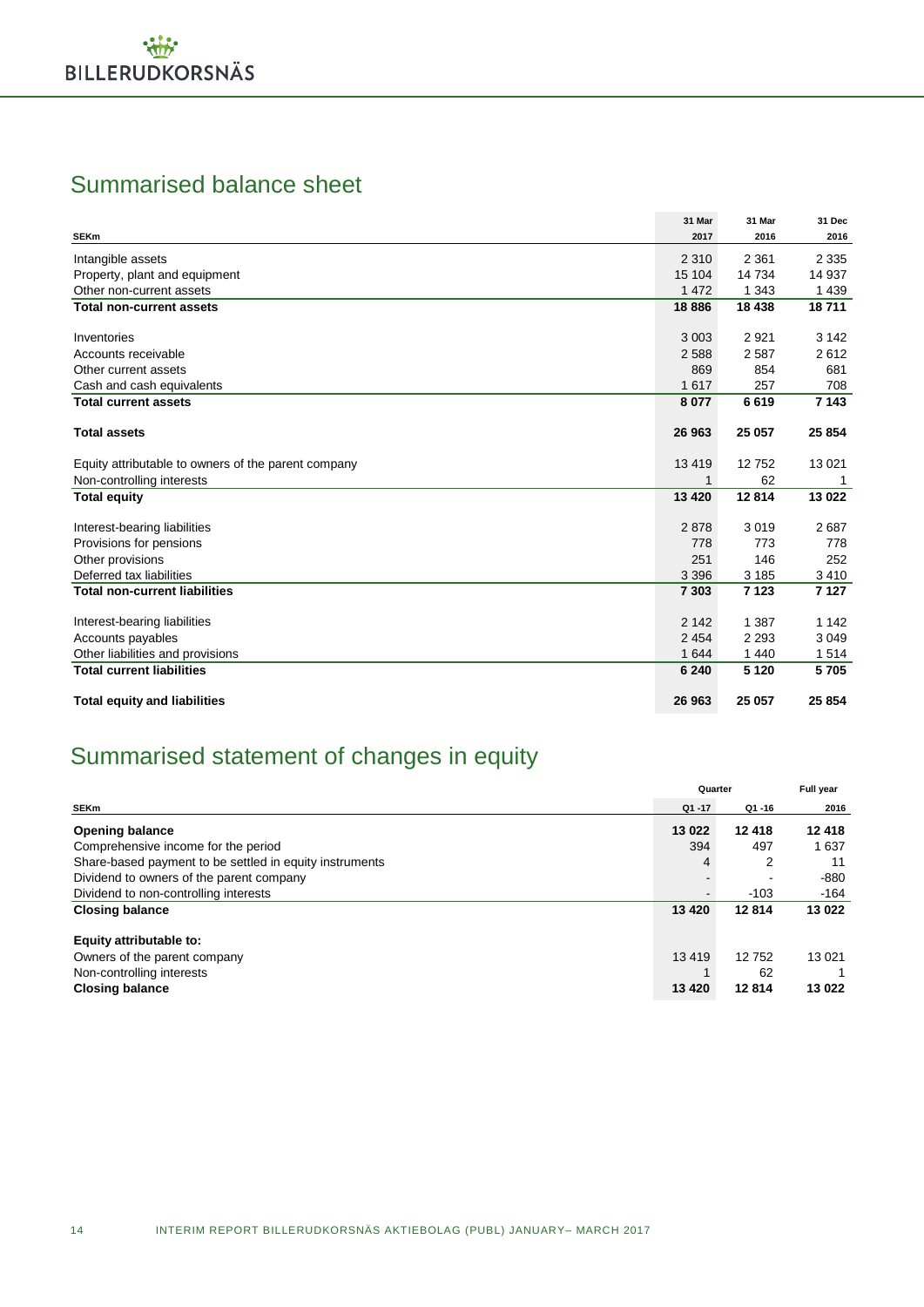## Summarised balance sheet

| SEKm | 31 Mar 2017 | 31 Mar 2016 | 31 Dec 2016 |
|---|---|---|---|
| Intangible assets | 2 310 | 2 361 | 2 335 |
| Property, plant and equipment | 15 104 | 14 734 | 14 937 |
| Other non-current assets | 1 472 | 1 343 | 1 439 |
| **Total non-current assets** | **18 886** | **18 438** | **18 711** |
| | | | |
| Inventories | 3 003 | 2 921 | 3 142 |
| Accounts receivable | 2 588 | 2 587 | 2 612 |
| Other current assets | 869 | 854 | 681 |
| Cash and cash equivalents | 1 617 | 257 | 708 |
| **Total current assets** | **8 077** | **6 619** | **7 143** |
| | | | |
| **Total assets** | **26 963** | **25 057** | **25 854** |
| | | | |
| Equity attributable to owners of the parent company | 13 419 | 12 752 | 13 021 |
| Non-controlling interests | 1 | 62 | 1 |
| **Total equity** | **13 420** | **12 814** | **13 022** |
| | | | |
| Interest-bearing liabilities | 2 878 | 3 019 | 2 687 |
| Provisions for pensions | 778 | 773 | 778 |
| Other provisions | 251 | 146 | 252 |
| Deferred tax liabilities | 3 396 | 3 185 | 3 410 |
| **Total non-current liabilities** | **7 303** | **7 123** | **7 127** |
| | | | |
| Interest-bearing liabilities | 2 142 | 1 387 | 1 142 |
| Accounts payables | 2 454 | 2 293 | 3 049 |
| Other liabilities and provisions | 1 644 | 1 440 | 1 514 |
| **Total current liabilities** | **6 240** | **5 120** | **5 705** |
| | | | |
| **Total equity and liabilities** | **26 963** | **25 057** | **25 854** |

## Summarised statement of changes in equity

| | Quarter | | Full year |
|---|---|---|---|
| SEKm | Q1 -17 | Q1 -16 | 2016 |
| **Opening balance** | **13 022** | **12 418** | **12 418** |
| Comprehensive income for the period | 394 | 497 | 1 637 |
| Share-based payment to be settled in equity instruments | 4 | 2 | 11 |
| Dividend to owners of the parent company | - | - | -880 |
| Dividend to non-controlling interests | - | -103 | -164 |
| **Closing balance** | **13 420** | **12 814** | **13 022** |
| | | | |
| **Equity attributable to:** | | | |
| Owners of the parent company | 13 419 | 12 752 | 13 021 |
| Non-controlling interests | 1 | 62 | 1 |
| **Closing balance** | **13 420** | **12 814** | **13 022** |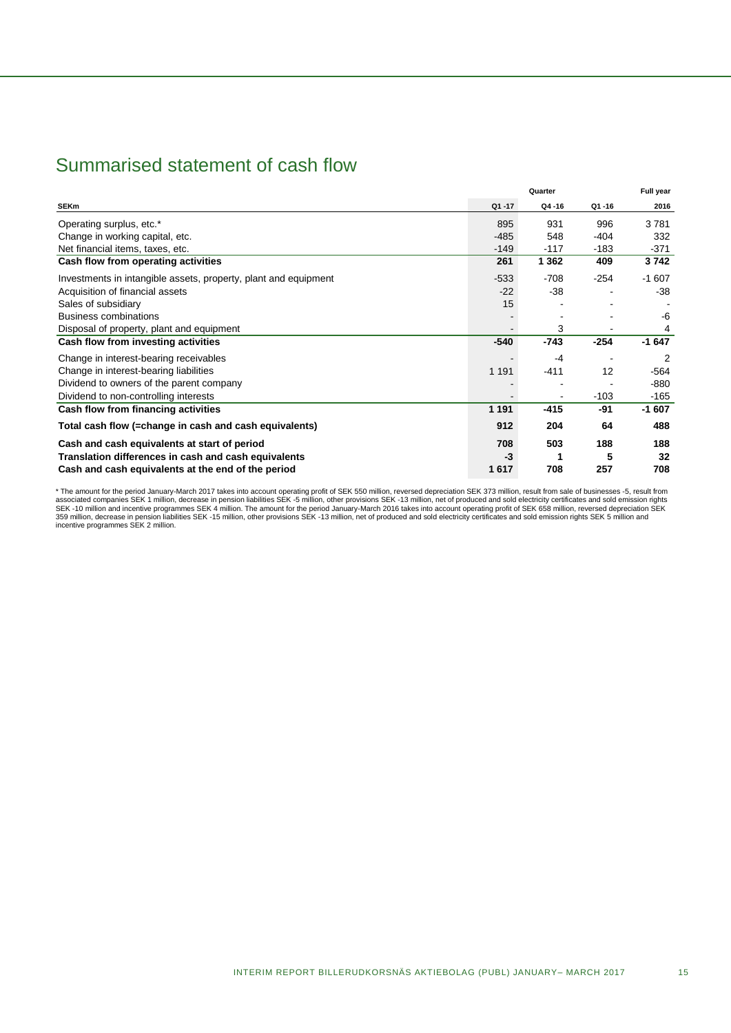# Summarised statement of cash flow

| SEKm | Quarter | | | Full year |
|---|---|---|---|---|
| | Q1 -17 | Q4 -16 | Q1 -16 | 2016 |
| Operating surplus, etc.* | 895 | 931 | 996 | 3 781 |
| Change in working capital, etc. | -485 | 548 | -404 | 332 |
| Net financial items, taxes, etc. | -149 | -117 | -183 | -371 |
| **Cash flow from operating activities** | **261** | **1 362** | **409** | **3 742** |
| Investments in intangible assets, property, plant and equipment | -533 | -708 | -254 | -1 607 |
| Acquisition of financial assets | -22 | -38 | - | -38 |
| Sales of subsidiary | 15 | - | - | - |
| Business combinations | - | - | - | -6 |
| Disposal of property, plant and equipment | - | 3 | - | 4 |
| **Cash flow from investing activities** | **-540** | **-743** | **-254** | **-1 647** |
| Change in interest-bearing receivables | - | -4 | - | 2 |
| Change in interest-bearing liabilities | 1 191 | -411 | 12 | -564 |
| Dividend to owners of the parent company | - | - | - | -880 |
| Dividend to non-controlling interests | - | - | -103 | -165 |
| **Cash flow from financing activities** | **1 191** | **-415** | **-91** | **-1 607** |
| **Total cash flow (=change in cash and cash equivalents)** | **912** | **204** | **64** | **488** |
| **Cash and cash equivalents at start of period** | **708** | **503** | **188** | **188** |
| **Translation differences in cash and cash equivalents** | **-3** | **1** | **5** | **32** |
| **Cash and cash equivalents at the end of the period** | **1 617** | **708** | **257** | **708** |

* The amount for the period January-March 2017 takes into account operating profit of SEK 550 million, reversed depreciation SEK 373 million, result from sale of businesses -5, result from associated companies SEK 1 million, decrease in pension liabilities SEK -5 million, other provisions SEK -13 million, net of produced and sold electricity certificates and sold emission rights SEK -10 million and incentive programmes SEK 4 million. The amount for the period January-March 2016 takes into account operating profit of SEK 658 million, reversed depreciation SEK 359 million, decrease in pension liabilities SEK -15 million, other provisions SEK -13 million, net of produced and sold electricity certificates and sold emission rights SEK 5 million and incentive programmes SEK 2 million.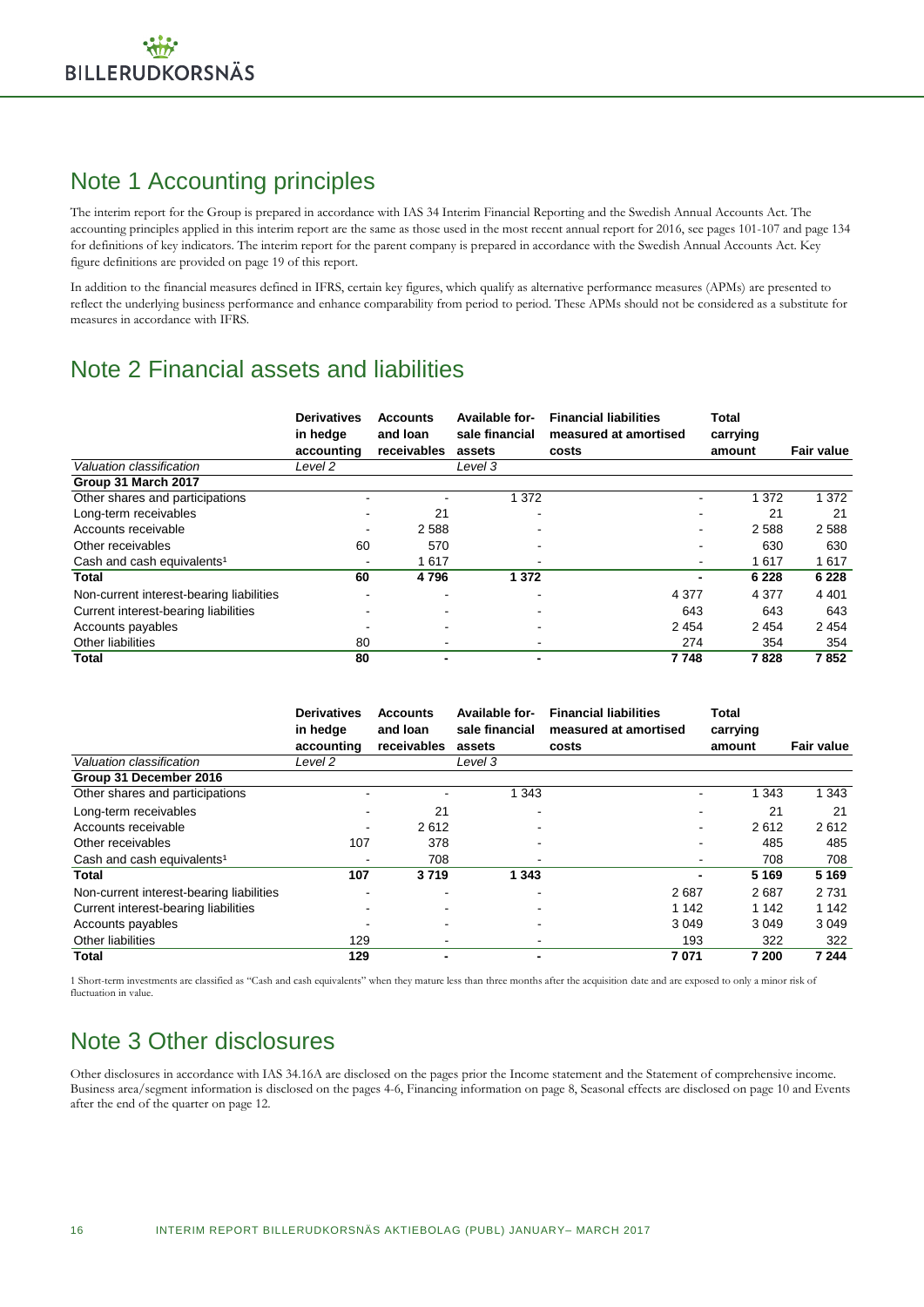## Note 1 Accounting principles

The interim report for the Group is prepared in accordance with IAS 34 Interim Financial Reporting and the Swedish Annual Accounts Act. The accounting principles applied in this interim report are the same as those used in the most recent annual report for 2016, see pages 101-107 and page 134 for definitions of key indicators. The interim report for the parent company is prepared in accordance with the Swedish Annual Accounts Act. Key figure definitions are provided on page 19 of this report.

In addition to the financial measures defined in IFRS, certain key figures, which qualify as alternative performance measures (APMs) are presented to reflect the underlying business performance and enhance comparability from period to period. These APMs should not be considered as a substitute for measures in accordance with IFRS.

## Note 2 Financial assets and liabilities

| | Derivatives in hedge accounting | Accounts and loan receivables | Available for-sale financial assets | Financial liabilities measured at amortised costs | Total carrying amount | Fair value |
|---|---|---|---|---|---|---|
| *Valuation classification* | *Level 2* | | *Level 3* | | | |
| **Group 31 March 2017** | | | | | | |
| Other shares and participations | - | - | 1 372 | - | 1 372 | 1 372 |
| Long-term receivables | - | 21 | - | - | 21 | 21 |
| Accounts receivable | - | 2 588 | - | - | 2 588 | 2 588 |
| Other receivables | 60 | 570 | - | - | 630 | 630 |
| Cash and cash equivalents[1] | - | 1 617 | - | - | 1 617 | 1 617 |
| **Total** | **60** | **4 796** | **1 372** | **-** | **6 228** | **6 228** |
| Non-current interest-bearing liabilities | - | - | - | 4 377 | 4 377 | 4 401 |
| Current interest-bearing liabilities | - | - | - | 643 | 643 | 643 |
| Accounts payables | - | - | - | 2 454 | 2 454 | 2 454 |
| Other liabilities | 80 | - | - | 274 | 354 | 354 |
| **Total** | **80** | **-** | **-** | **7 748** | **7 828** | **7 852** |

| | Derivatives in hedge accounting | Accounts and loan receivables | Available for-sale financial assets | Financial liabilities measured at amortised costs | Total carrying amount | Fair value |
|---|---|---|---|---|---|---|
| *Valuation classification* | *Level 2* | | *Level 3* | | | |
| **Group 31 December 2016** | | | | | | |
| Other shares and participations | - | - | 1 343 | - | 1 343 | 1 343 |
| Long-term receivables | - | 21 | - | - | 21 | 21 |
| Accounts receivable | - | 2 612 | - | - | 2 612 | 2 612 |
| Other receivables | 107 | 378 | - | - | 485 | 485 |
| Cash and cash equivalents[1] | - | 708 | - | - | 708 | 708 |
| **Total** | **107** | **3 719** | **1 343** | **-** | **5 169** | **5 169** |
| Non-current interest-bearing liabilities | - | - | - | 2 687 | 2 687 | 2 731 |
| Current interest-bearing liabilities | - | - | - | 1 142 | 1 142 | 1 142 |
| Accounts payables | - | - | - | 3 049 | 3 049 | 3 049 |
| Other liabilities | 129 | - | - | 193 | 322 | 322 |
| **Total** | **129** | **-** | **-** | **7 071** | **7 200** | **7 244** |

1 Short-term investments are classified as "Cash and cash equivalents" when they mature less than three months after the acquisition date and are exposed to only a minor risk of fluctuation in value.

## Note 3 Other disclosures

Other disclosures in accordance with IAS 34.16A are disclosed on the pages prior the Income statement and the Statement of comprehensive income. Business area/segment information is disclosed on the pages 4-6, Financing information on page 8, Seasonal effects are disclosed on page 10 and Events after the end of the quarter on page 12.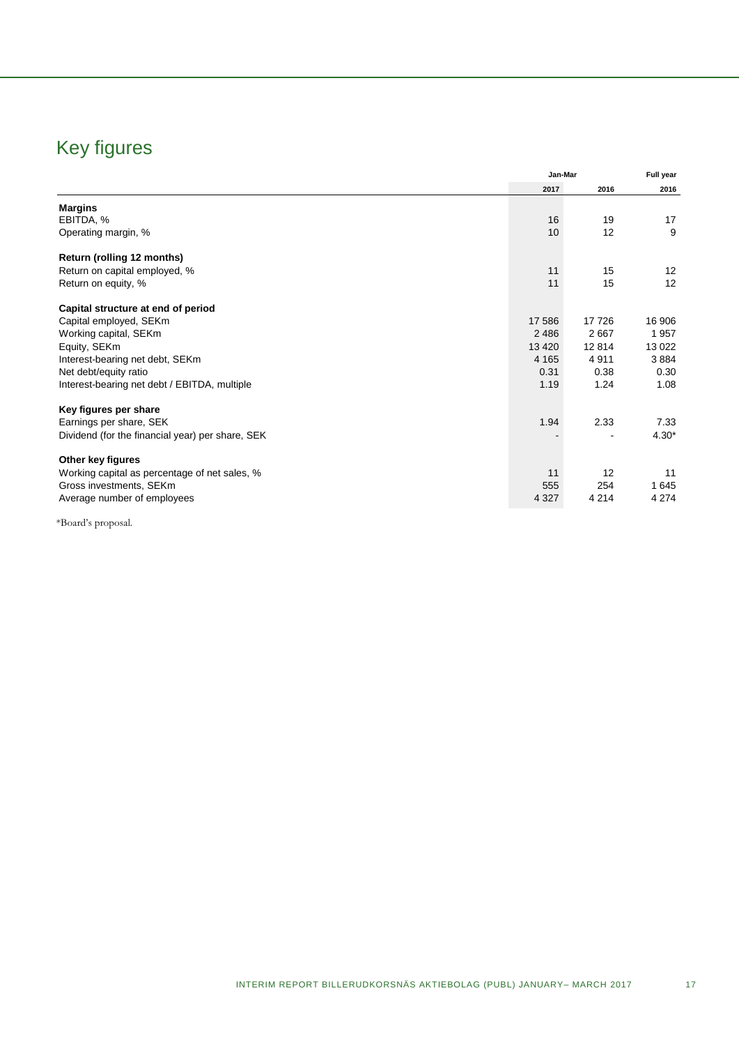# Key figures

| | Jan-Mar | | Full year |
|---|---|---|---|
| | 2017 | 2016 | 2016 |
| **Margins** | | | |
| EBITDA, % | 16 | 19 | 17 |
| Operating margin, % | 10 | 12 | 9 |
| **Return (rolling 12 months)** | | | |
| Return on capital employed, % | 11 | 15 | 12 |
| Return on equity, % | 11 | 15 | 12 |
| **Capital structure at end of period** | | | |
| Capital employed, SEKm | 17 586 | 17 726 | 16 906 |
| Working capital, SEKm | 2 486 | 2 667 | 1 957 |
| Equity, SEKm | 13 420 | 12 814 | 13 022 |
| Interest-bearing net debt, SEKm | 4 165 | 4 911 | 3 884 |
| Net debt/equity ratio | 0.31 | 0.38 | 0.30 |
| Interest-bearing net debt / EBITDA, multiple | 1.19 | 1.24 | 1.08 |
| **Key figures per share** | | | |
| Earnings per share, SEK | 1.94 | 2.33 | 7.33 |
| Dividend (for the financial year) per share, SEK | - | - | 4.30* |
| **Other key figures** | | | |
| Working capital as percentage of net sales, % | 11 | 12 | 11 |
| Gross investments, SEKm | 555 | 254 | 1 645 |
| Average number of employees | 4 327 | 4 214 | 4 274 |

*Board's proposal.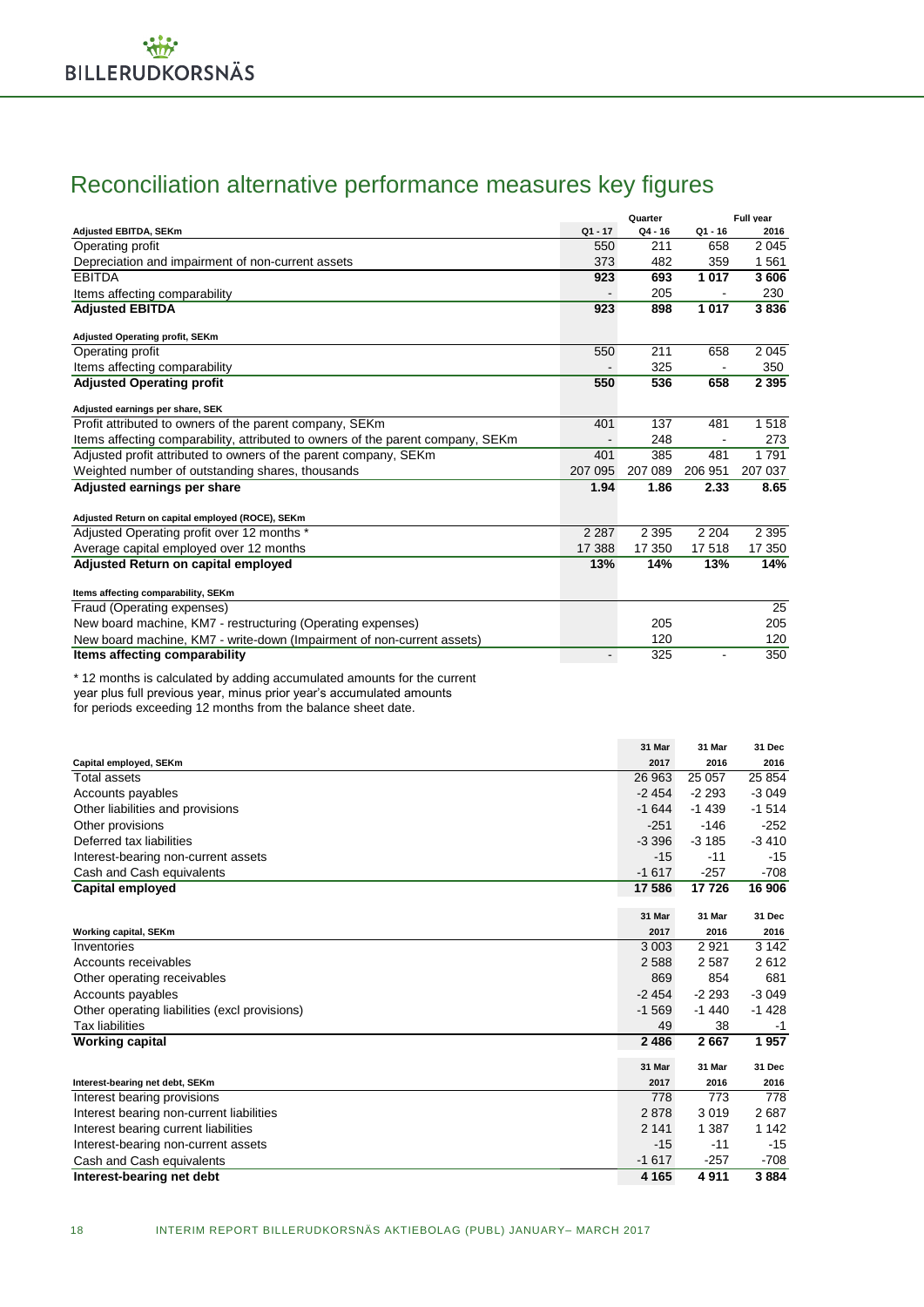# Reconciliation alternative performance measures key figures

| | Quarter | | | Full year |
|---|---|---|---|---|
| **Adjusted EBITDA, SEKm** | Q1 - 17 | Q4 - 16 | Q1 - 16 | 2016 |
| Operating profit | 550 | 211 | 658 | 2 045 |
| Depreciation and impairment of non-current assets | 373 | 482 | 359 | 1 561 |
| **EBITDA** | **923** | **693** | **1 017** | **3 606** |
| Items affecting comparability | - | 205 | - | 230 |
| **Adjusted EBITDA** | **923** | **898** | **1 017** | **3 836** |
| | | | | |
| **Adjusted Operating profit, SEKm** | | | | |
| Operating profit | 550 | 211 | 658 | 2 045 |
| Items affecting comparability | - | 325 | - | 350 |
| **Adjusted Operating profit** | **550** | **536** | **658** | **2 395** |
| | | | | |
| **Adjusted earnings per share, SEK** | | | | |
| Profit attributed to owners of the parent company, SEKm | 401 | 137 | 481 | 1 518 |
| Items affecting comparability, attributed to owners of the parent company, SEKm | - | 248 | - | 273 |
| Adjusted profit attributed to owners of the parent company, SEKm | 401 | 385 | 481 | 1 791 |
| Weighted number of outstanding shares, thousands | 207 095 | 207 089 | 206 951 | 207 037 |
| **Adjusted earnings per share** | **1.94** | **1.86** | **2.33** | **8.65** |
| | | | | |
| **Adjusted Return on capital employed (ROCE), SEKm** | | | | |
| Adjusted Operating profit over 12 months * | 2 287 | 2 395 | 2 204 | 2 395 |
| Average capital employed over 12 months | 17 388 | 17 350 | 17 518 | 17 350 |
| **Adjusted Return on capital employed** | **13%** | **14%** | **13%** | **14%** |
| | | | | |
| **Items affecting comparability, SEKm** | | | | |
| Fraud (Operating expenses) | | | | 25 |
| New board machine, KM7 - restructuring (Operating expenses) | | 205 | | 205 |
| New board machine, KM7 - write-down (Impairment of non-current assets) | | 120 | | 120 |
| **Items affecting comparability** | - | 325 | - | 350 |

\* 12 months is calculated by adding accumulated amounts for the current year plus full previous year, minus prior year's accumulated amounts for periods exceeding 12 months from the balance sheet date.

| **Capital employed, SEKm** | 31 Mar 2017 | 31 Mar 2016 | 31 Dec 2016 |
|---|---|---|---|
| Total assets | 26 963 | 25 057 | 25 854 |
| Accounts payables | -2 454 | -2 293 | -3 049 |
| Other liabilities and provisions | -1 644 | -1 439 | -1 514 |
| Other provisions | -251 | -146 | -252 |
| Deferred tax liabilities | -3 396 | -3 185 | -3 410 |
| Interest-bearing non-current assets | -15 | -11 | -15 |
| Cash and Cash equivalents | -1 617 | -257 | -708 |
| **Capital employed** | **17 586** | **17 726** | **16 906** |

| **Working capital, SEKm** | 31 Mar 2017 | 31 Mar 2016 | 31 Dec 2016 |
|---|---|---|---|
| Inventories | 3 003 | 2 921 | 3 142 |
| Accounts receivables | 2 588 | 2 587 | 2 612 |
| Other operating receivables | 869 | 854 | 681 |
| Accounts payables | -2 454 | -2 293 | -3 049 |
| Other operating liabilities (excl provisions) | -1 569 | -1 440 | -1 428 |
| Tax liabilities | 49 | 38 | -1 |
| **Working capital** | **2 486** | **2 667** | **1 957** |

| **Interest-bearing net debt, SEKm** | 31 Mar 2017 | 31 Mar 2016 | 31 Dec 2016 |
|---|---|---|---|
| Interest bearing provisions | 778 | 773 | 778 |
| Interest bearing non-current liabilities | 2 878 | 3 019 | 2 687 |
| Interest bearing current liabilities | 2 141 | 1 387 | 1 142 |
| Interest-bearing non-current assets | -15 | -11 | -15 |
| Cash and Cash equivalents | -1 617 | -257 | -708 |
| **Interest-bearing net debt** | **4 165** | **4 911** | **3 884** |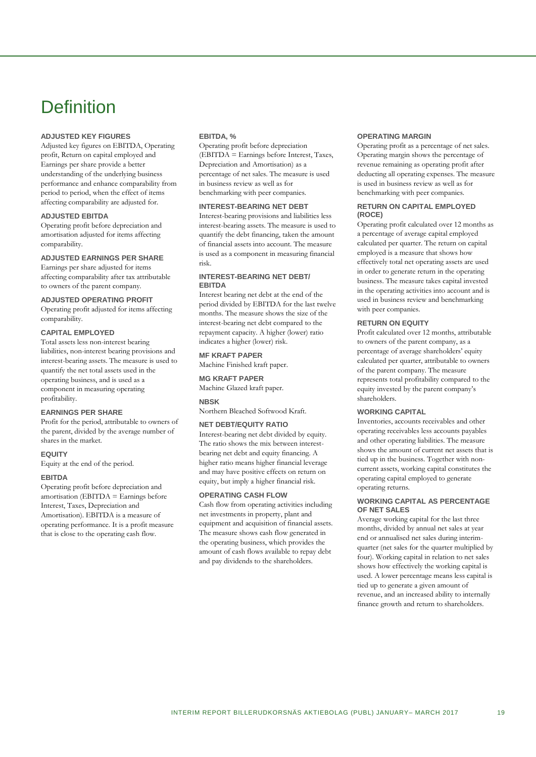# Definition

### ADJUSTED KEY FIGURES

Adjusted key figures on EBITDA, Operating profit, Return on capital employed and Earnings per share provide a better understanding of the underlying business performance and enhance comparability from period to period, when the effect of items affecting comparability are adjusted for.

### ADJUSTED EBITDA

Operating profit before depreciation and amortisation adjusted for items affecting comparability.

### ADJUSTED EARNINGS PER SHARE

Earnings per share adjusted for items affecting comparability after tax attributable to owners of the parent company.

### ADJUSTED OPERATING PROFIT

Operating profit adjusted for items affecting comparability.

### CAPITAL EMPLOYED

Total assets less non-interest bearing liabilities, non-interest bearing provisions and interest-bearing assets. The measure is used to quantify the net total assets used in the operating business, and is used as a component in measuring operating profitability.

### EARNINGS PER SHARE

Profit for the period, attributable to owners of the parent, divided by the average number of shares in the market.

### EQUITY

Equity at the end of the period.

### EBITDA

Operating profit before depreciation and amortisation (EBITDA = Earnings before Interest, Taxes, Depreciation and Amortisation). EBITDA is a measure of operating performance. It is a profit measure that is close to the operating cash flow.

### EBITDA, %

Operating profit before depreciation (EBITDA = Earnings before Interest, Taxes, Depreciation and Amortisation) as a percentage of net sales. The measure is used in business review as well as for benchmarking with peer companies.

### INTEREST-BEARING NET DEBT

Interest-bearing provisions and liabilities less interest-bearing assets. The measure is used to quantify the debt financing, taken the amount of financial assets into account. The measure is used as a component in measuring financial risk.

### INTEREST-BEARING NET DEBT/ EBITDA

Interest bearing net debt at the end of the period divided by EBITDA for the last twelve months. The measure shows the size of the interest-bearing net debt compared to the repayment capacity. A higher (lower) ratio indicates a higher (lower) risk.

### MF KRAFT PAPER

Machine Finished kraft paper.

### MG KRAFT PAPER

Machine Glazed kraft paper.

### NBSK

Northern Bleached Softwood Kraft.

### NET DEBT/EQUITY RATIO

Interest-bearing net debt divided by equity. The ratio shows the mix between interest-bearing net debt and equity financing. A higher ratio means higher financial leverage and may have positive effects on return on equity, but imply a higher financial risk.

### OPERATING CASH FLOW

Cash flow from operating activities including net investments in property, plant and equipment and acquisition of financial assets. The measure shows cash flow generated in the operating business, which provides the amount of cash flows available to repay debt and pay dividends to the shareholders.

### OPERATING MARGIN

Operating profit as a percentage of net sales. Operating margin shows the percentage of revenue remaining as operating profit after deducting all operating expenses. The measure is used in business review as well as for benchmarking with peer companies.

### RETURN ON CAPITAL EMPLOYED (ROCE)

Operating profit calculated over 12 months as a percentage of average capital employed calculated per quarter. The return on capital employed is a measure that shows how effectively total net operating assets are used in order to generate return in the operating business. The measure takes capital invested in the operating activities into account and is used in business review and benchmarking with peer companies.

### RETURN ON EQUITY

Profit calculated over 12 months, attributable to owners of the parent company, as a percentage of average shareholders' equity calculated per quarter, attributable to owners of the parent company. The measure represents total profitability compared to the equity invested by the parent company's shareholders.

### WORKING CAPITAL

Inventories, accounts receivables and other operating receivables less accounts payables and other operating liabilities. The measure shows the amount of current net assets that is tied up in the business. Together with non-current assets, working capital constitutes the operating capital employed to generate operating returns.

### WORKING CAPITAL AS PERCENTAGE OF NET SALES

Average working capital for the last three months, divided by annual net sales at year end or annualised net sales during interim-quarter (net sales for the quarter multiplied by four). Working capital in relation to net sales shows how effectively the working capital is used. A lower percentage means less capital is tied up to generate a given amount of revenue, and an increased ability to internally finance growth and return to shareholders.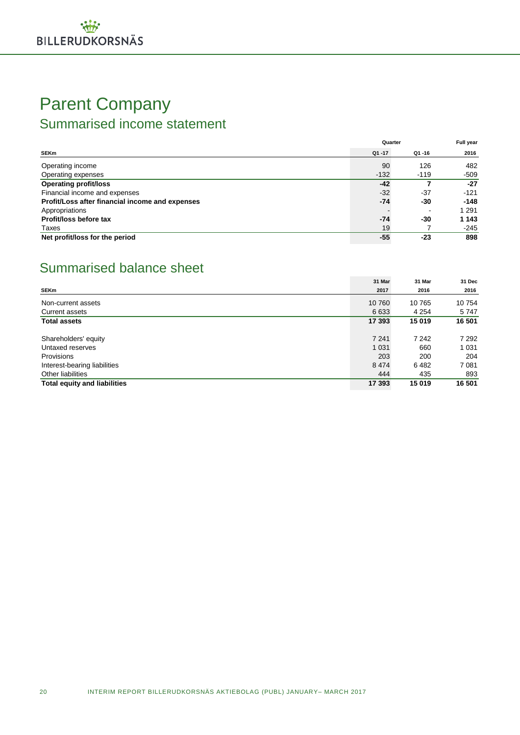# Parent Company

## Summarised income statement

| SEKm | Quarter Q1 -17 | Q1 -16 | Full year 2016 |
|---|---|---|---|
| Operating income | 90 | 126 | 482 |
| Operating expenses | -132 | -119 | -509 |
| **Operating profit/loss** | **-42** | **7** | **-27** |
| Financial income and expenses | -32 | -37 | -121 |
| **Profit/Loss after financial income and expenses** | **-74** | **-30** | **-148** |
| Appropriations | - | - | 1 291 |
| **Profit/loss before tax** | **-74** | **-30** | **1 143** |
| Taxes | 19 | 7 | -245 |
| **Net profit/loss for the period** | **-55** | **-23** | **898** |

## Summarised balance sheet

| SEKm | 31 Mar 2017 | 31 Mar 2016 | 31 Dec 2016 |
|---|---|---|---|
| Non-current assets | 10 760 | 10 765 | 10 754 |
| Current assets | 6 633 | 4 254 | 5 747 |
| **Total assets** | **17 393** | **15 019** | **16 501** |
| | | | |
| Shareholders' equity | 7 241 | 7 242 | 7 292 |
| Untaxed reserves | 1 031 | 660 | 1 031 |
| Provisions | 203 | 200 | 204 |
| Interest-bearing liabilities | 8 474 | 6 482 | 7 081 |
| Other liabilities | 444 | 435 | 893 |
| **Total equity and liabilities** | **17 393** | **15 019** | **16 501** |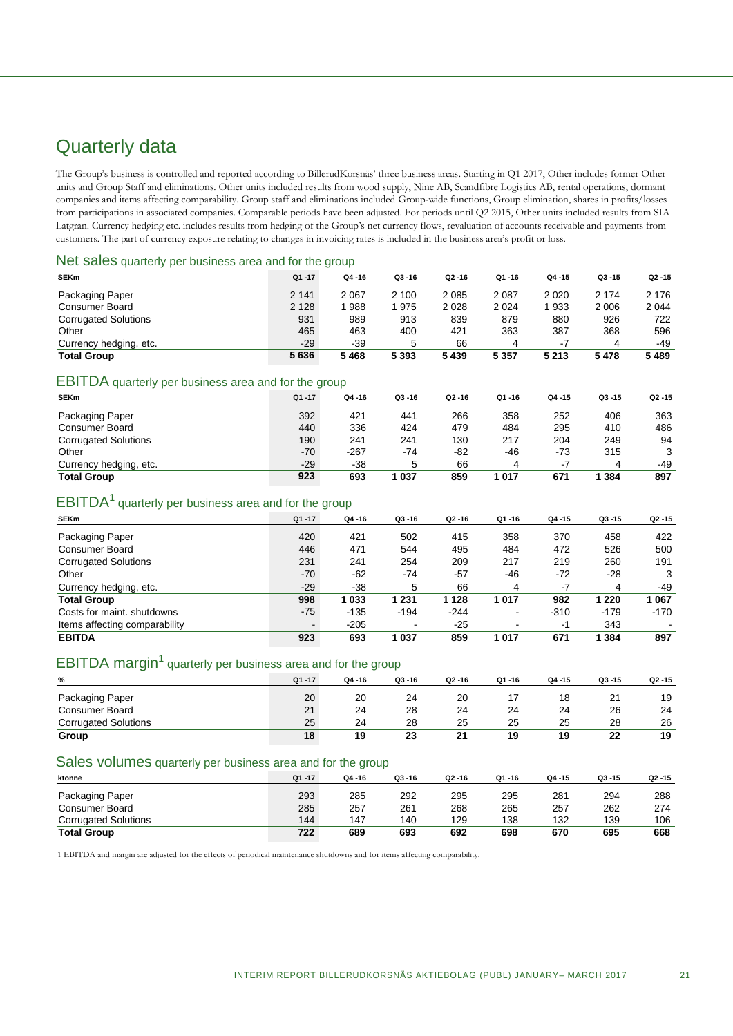# Quarterly data

The Group's business is controlled and reported according to BillerudKorsnäs' three business areas. Starting in Q1 2017, Other includes former Other units and Group Staff and eliminations. Other units included results from wood supply, Nine AB, Scandfibre Logistics AB, rental operations, dormant companies and items affecting comparability. Group staff and eliminations included Group-wide functions, Group elimination, shares in profits/losses from participations in associated companies. Comparable periods have been adjusted. For periods until Q2 2015, Other units included results from SIA Latgran. Currency hedging etc. includes results from hedging of the Group's net currency flows, revaluation of accounts receivable and payments from customers. The part of currency exposure relating to changes in invoicing rates is included in the business area's profit or loss.

## Net sales quarterly per business area and for the group

| SEKm | Q1 -17 | Q4 -16 | Q3 -16 | Q2 -16 | Q1 -16 | Q4 -15 | Q3 -15 | Q2 -15 |
|---|---|---|---|---|---|---|---|---|
| Packaging Paper | 2 141 | 2 067 | 2 100 | 2 085 | 2 087 | 2 020 | 2 174 | 2 176 |
| Consumer Board | 2 128 | 1 988 | 1 975 | 2 028 | 2 024 | 1 933 | 2 006 | 2 044 |
| Corrugated Solutions | 931 | 989 | 913 | 839 | 879 | 880 | 926 | 722 |
| Other | 465 | 463 | 400 | 421 | 363 | 387 | 368 | 596 |
| Currency hedging, etc. | -29 | -39 | 5 | 66 | 4 | -7 | 4 | -49 |
| **Total Group** | **5 636** | **5 468** | **5 393** | **5 439** | **5 357** | **5 213** | **5 478** | **5 489** |

## EBITDA quarterly per business area and for the group

| SEKm | Q1 -17 | Q4 -16 | Q3 -16 | Q2 -16 | Q1 -16 | Q4 -15 | Q3 -15 | Q2 -15 |
|---|---|---|---|---|---|---|---|---|
| Packaging Paper | 392 | 421 | 441 | 266 | 358 | 252 | 406 | 363 |
| Consumer Board | 440 | 336 | 424 | 479 | 484 | 295 | 410 | 486 |
| Corrugated Solutions | 190 | 241 | 241 | 130 | 217 | 204 | 249 | 94 |
| Other | -70 | -267 | -74 | -82 | -46 | -73 | 315 | 3 |
| Currency hedging, etc. | -29 | -38 | 5 | 66 | 4 | -7 | 4 | -49 |
| **Total Group** | **923** | **693** | **1 037** | **859** | **1 017** | **671** | **1 384** | **897** |

## EBITDA[1] quarterly per business area and for the group

| SEKm | Q1 -17 | Q4 -16 | Q3 -16 | Q2 -16 | Q1 -16 | Q4 -15 | Q3 -15 | Q2 -15 |
|---|---|---|---|---|---|---|---|---|
| Packaging Paper | 420 | 421 | 502 | 415 | 358 | 370 | 458 | 422 |
| Consumer Board | 446 | 471 | 544 | 495 | 484 | 472 | 526 | 500 |
| Corrugated Solutions | 231 | 241 | 254 | 209 | 217 | 219 | 260 | 191 |
| Other | -70 | -62 | -74 | -57 | -46 | -72 | -28 | 3 |
| Currency hedging, etc. | -29 | -38 | 5 | 66 | 4 | -7 | 4 | -49 |
| **Total Group** | **998** | **1 033** | **1 231** | **1 128** | **1 017** | **982** | **1 220** | **1 067** |
| Costs for maint. shutdowns | -75 | -135 | -194 | -244 | - | -310 | -179 | -170 |
| Items affecting comparability | - | -205 | - | -25 | - | -1 | 343 | - |
| **EBITDA** | **923** | **693** | **1 037** | **859** | **1 017** | **671** | **1 384** | **897** |

## EBITDA margin[1] quarterly per business area and for the group

| % | Q1 -17 | Q4 -16 | Q3 -16 | Q2 -16 | Q1 -16 | Q4 -15 | Q3 -15 | Q2 -15 |
|---|---|---|---|---|---|---|---|---|
| Packaging Paper | 20 | 20 | 24 | 20 | 17 | 18 | 21 | 19 |
| Consumer Board | 21 | 24 | 28 | 24 | 24 | 24 | 26 | 24 |
| Corrugated Solutions | 25 | 24 | 28 | 25 | 25 | 25 | 28 | 26 |
| **Group** | **18** | **19** | **23** | **21** | **19** | **19** | **22** | **19** |

## Sales volumes quarterly per business area and for the group

| ktonne | Q1 -17 | Q4 -16 | Q3 -16 | Q2 -16 | Q1 -16 | Q4 -15 | Q3 -15 | Q2 -15 |
|---|---|---|---|---|---|---|---|---|
| Packaging Paper | 293 | 285 | 292 | 295 | 295 | 281 | 294 | 288 |
| Consumer Board | 285 | 257 | 261 | 268 | 265 | 257 | 262 | 274 |
| Corrugated Solutions | 144 | 147 | 140 | 129 | 138 | 132 | 139 | 106 |
| **Total Group** | **722** | **689** | **693** | **692** | **698** | **670** | **695** | **668** |

1 EBITDA and margin are adjusted for the effects of periodical maintenance shutdowns and for items affecting comparability.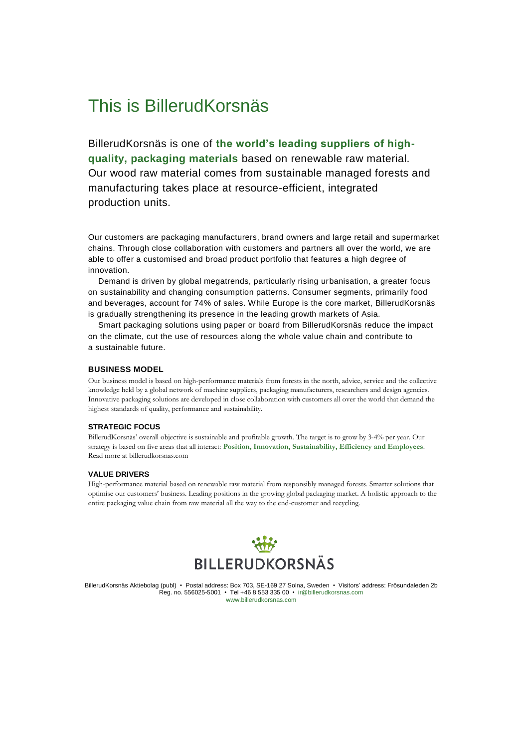# This is BillerudKorsnäs

BillerudKorsnäs is one of **the world's leading suppliers of high-quality, packaging materials** based on renewable raw material. Our wood raw material comes from sustainable managed forests and manufacturing takes place at resource-efficient, integrated production units.

Our customers are packaging manufacturers, brand owners and large retail and supermarket chains. Through close collaboration with customers and partners all over the world, we are able to offer a customised and broad product portfolio that features a high degree of innovation.

Demand is driven by global megatrends, particularly rising urbanisation, a greater focus on sustainability and changing consumption patterns. Consumer segments, primarily food and beverages, account for 74% of sales. While Europe is the core market, BillerudKorsnäs is gradually strengthening its presence in the leading growth markets of Asia.

Smart packaging solutions using paper or board from BillerudKorsnäs reduce the impact on the climate, cut the use of resources along the whole value chain and contribute to a sustainable future.

### BUSINESS MODEL

Our business model is based on high-performance materials from forests in the north, advice, service and the collective knowledge held by a global network of machine suppliers, packaging manufacturers, researchers and design agencies. Innovative packaging solutions are developed in close collaboration with customers all over the world that demand the highest standards of quality, performance and sustainability.

### STRATEGIC FOCUS

BillerudKorsnäs' overall objective is sustainable and profitable growth. The target is to grow by 3-4% per year. Our strategy is based on five areas that all interact: **Position, Innovation, Sustainability, Efficiency and Employees**. Read more at billerudkorsnas.com

### VALUE DRIVERS

High-performance material based on renewable raw material from responsibly managed forests. Smarter solutions that optimise our customers' business. Leading positions in the growing global packaging market. A holistic approach to the entire packaging value chain from raw material all the way to the end-customer and recycling.

BILLERUDKORSNÄS

BillerudKorsnäs Aktiebolag (publ) • Postal address: Box 703, SE-169 27 Solna, Sweden • Visitors' address: Frösundaleden 2b
Reg. no. 556025-5001 • Tel +46 8 553 335 00 • ir@billerudkorsnas.com
www.billerudkorsnas.com